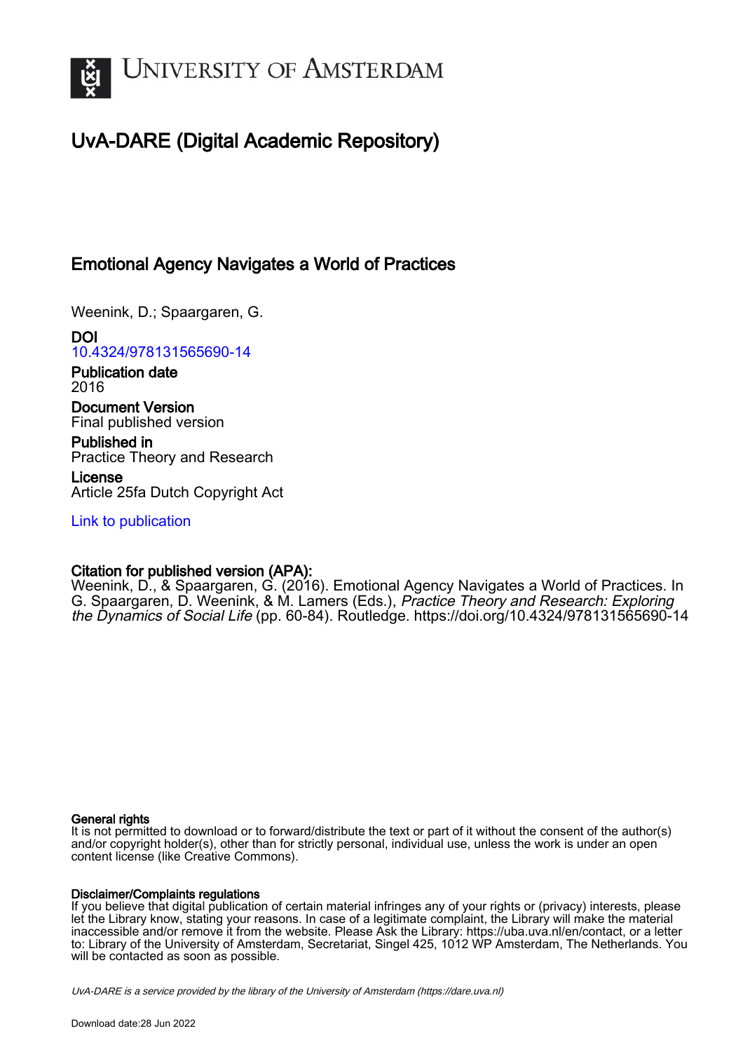# UvA-DARE (Digital Academic Repository)

## Emotional Agency Navigates a World of Practices

Weenink, D.; Spaargaren, G.

**DOI**
10.4324/978131565690-14

**Publication date**
2016

**Document Version**
Final published version

**Published in**
Practice Theory and Research

**License**
Article 25fa Dutch Copyright Act

Link to publication

**Citation for published version (APA):**
Weenink, D., & Spaargaren, G. (2016). Emotional Agency Navigates a World of Practices. In G. Spaargaren, D. Weenink, & M. Lamers (Eds.), *Practice Theory and Research: Exploring the Dynamics of Social Life* (pp. 60-84). Routledge. https://doi.org/10.4324/978131565690-14

**General rights**
It is not permitted to download or to forward/distribute the text or part of it without the consent of the author(s) and/or copyright holder(s), other than for strictly personal, individual use, unless the work is under an open content license (like Creative Commons).

**Disclaimer/Complaints regulations**
If you believe that digital publication of certain material infringes any of your rights or (privacy) interests, please let the Library know, stating your reasons. In case of a legitimate complaint, the Library will make the material inaccessible and/or remove it from the website. Please Ask the Library: https://uba.uva.nl/en/contact, or a letter to: Library of the University of Amsterdam, Secretariat, Singel 425, 1012 WP Amsterdam, The Netherlands. You will be contacted as soon as possible.

*UvA-DARE is a service provided by the library of the University of Amsterdam (https://dare.uva.nl)*

Download date:28 Jun 2022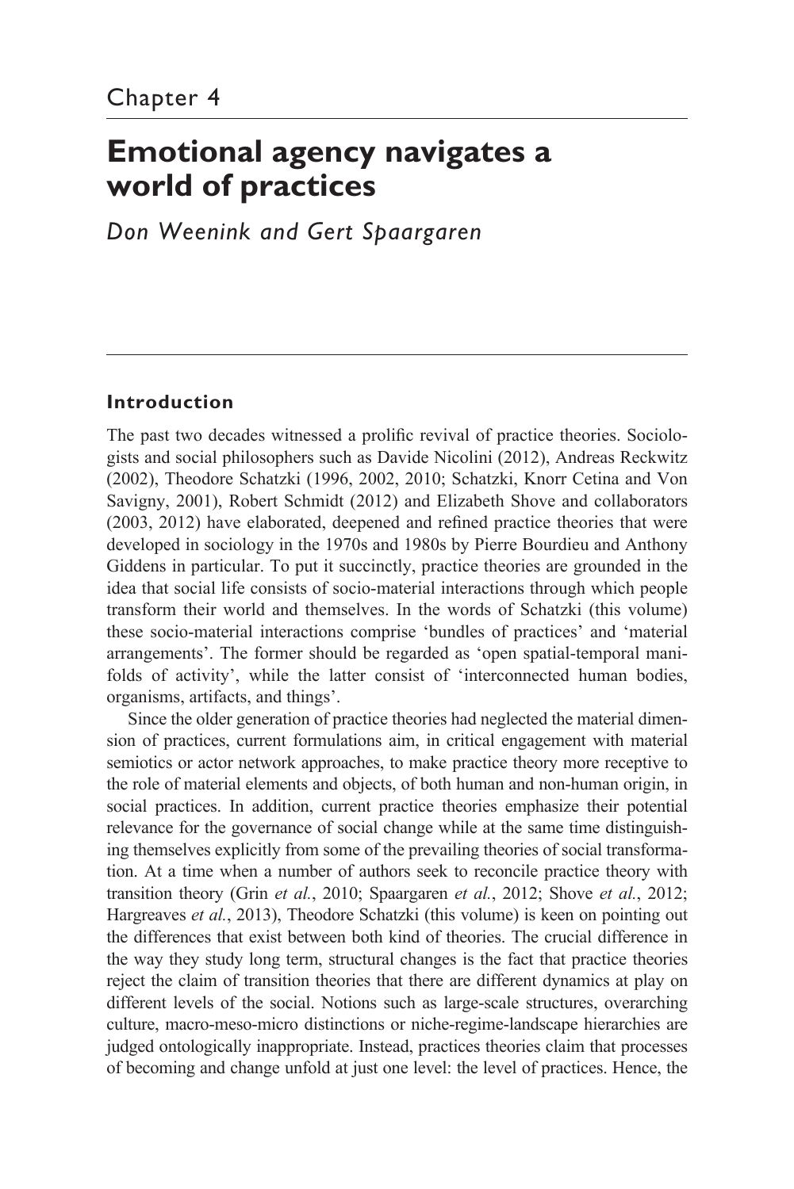Chapter 4

# Emotional agency navigates a world of practices

*Don Weenink and Gert Spaargaren*

## Introduction

The past two decades witnessed a prolific revival of practice theories. Sociologists and social philosophers such as Davide Nicolini (2012), Andreas Reckwitz (2002), Theodore Schatzki (1996, 2002, 2010; Schatzki, Knorr Cetina and Von Savigny, 2001), Robert Schmidt (2012) and Elizabeth Shove and collaborators (2003, 2012) have elaborated, deepened and refined practice theories that were developed in sociology in the 1970s and 1980s by Pierre Bourdieu and Anthony Giddens in particular. To put it succinctly, practice theories are grounded in the idea that social life consists of socio-material interactions through which people transform their world and themselves. In the words of Schatzki (this volume) these socio-material interactions comprise 'bundles of practices' and 'material arrangements'. The former should be regarded as 'open spatial-temporal manifolds of activity', while the latter consist of 'interconnected human bodies, organisms, artifacts, and things'.

Since the older generation of practice theories had neglected the material dimension of practices, current formulations aim, in critical engagement with material semiotics or actor network approaches, to make practice theory more receptive to the role of material elements and objects, of both human and non-human origin, in social practices. In addition, current practice theories emphasize their potential relevance for the governance of social change while at the same time distinguishing themselves explicitly from some of the prevailing theories of social transformation. At a time when a number of authors seek to reconcile practice theory with transition theory (Grin *et al.*, 2010; Spaargaren *et al.*, 2012; Shove *et al.*, 2012; Hargreaves *et al.*, 2013), Theodore Schatzki (this volume) is keen on pointing out the differences that exist between both kind of theories. The crucial difference in the way they study long term, structural changes is the fact that practice theories reject the claim of transition theories that there are different dynamics at play on different levels of the social. Notions such as large-scale structures, overarching culture, macro-meso-micro distinctions or niche-regime-landscape hierarchies are judged ontologically inappropriate. Instead, practices theories claim that processes of becoming and change unfold at just one level: the level of practices. Hence, the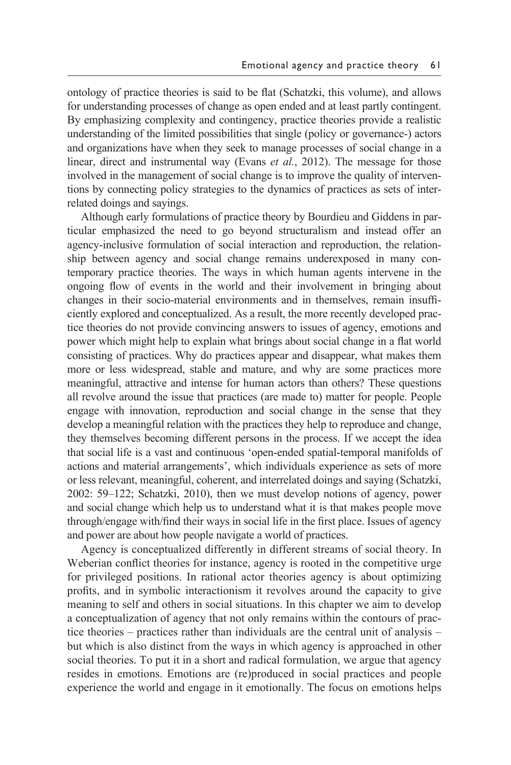ontology of practice theories is said to be flat (Schatzki, this volume), and allows for understanding processes of change as open ended and at least partly contingent. By emphasizing complexity and contingency, practice theories provide a realistic understanding of the limited possibilities that single (policy or governance-) actors and organizations have when they seek to manage processes of social change in a linear, direct and instrumental way (Evans *et al.*, 2012). The message for those involved in the management of social change is to improve the quality of interventions by connecting policy strategies to the dynamics of practices as sets of interrelated doings and sayings.

Although early formulations of practice theory by Bourdieu and Giddens in particular emphasized the need to go beyond structuralism and instead offer an agency-inclusive formulation of social interaction and reproduction, the relationship between agency and social change remains underexposed in many contemporary practice theories. The ways in which human agents intervene in the ongoing flow of events in the world and their involvement in bringing about changes in their socio-material environments and in themselves, remain insufficiently explored and conceptualized. As a result, the more recently developed practice theories do not provide convincing answers to issues of agency, emotions and power which might help to explain what brings about social change in a flat world consisting of practices. Why do practices appear and disappear, what makes them more or less widespread, stable and mature, and why are some practices more meaningful, attractive and intense for human actors than others? These questions all revolve around the issue that practices (are made to) matter for people. People engage with innovation, reproduction and social change in the sense that they develop a meaningful relation with the practices they help to reproduce and change, they themselves becoming different persons in the process. If we accept the idea that social life is a vast and continuous 'open-ended spatial-temporal manifolds of actions and material arrangements', which individuals experience as sets of more or less relevant, meaningful, coherent, and interrelated doings and saying (Schatzki, 2002: 59–122; Schatzki, 2010), then we must develop notions of agency, power and social change which help us to understand what it is that makes people move through/engage with/find their ways in social life in the first place. Issues of agency and power are about how people navigate a world of practices.

Agency is conceptualized differently in different streams of social theory. In Weberian conflict theories for instance, agency is rooted in the competitive urge for privileged positions. In rational actor theories agency is about optimizing profits, and in symbolic interactionism it revolves around the capacity to give meaning to self and others in social situations. In this chapter we aim to develop a conceptualization of agency that not only remains within the contours of practice theories – practices rather than individuals are the central unit of analysis – but which is also distinct from the ways in which agency is approached in other social theories. To put it in a short and radical formulation, we argue that agency resides in emotions. Emotions are (re)produced in social practices and people experience the world and engage in it emotionally. The focus on emotions helps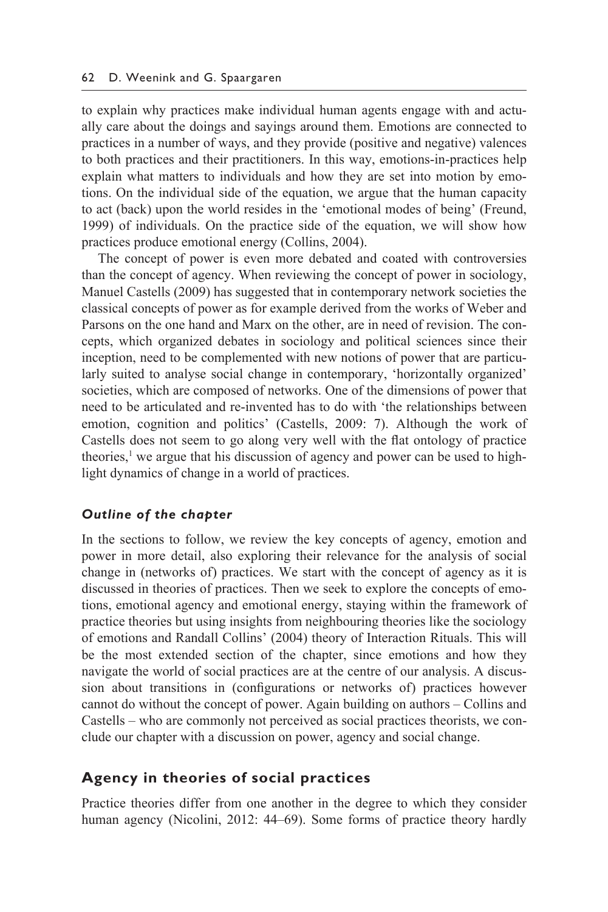to explain why practices make individual human agents engage with and actually care about the doings and sayings around them. Emotions are connected to practices in a number of ways, and they provide (positive and negative) valences to both practices and their practitioners. In this way, emotions-in-practices help explain what matters to individuals and how they are set into motion by emotions. On the individual side of the equation, we argue that the human capacity to act (back) upon the world resides in the 'emotional modes of being' (Freund, 1999) of individuals. On the practice side of the equation, we will show how practices produce emotional energy (Collins, 2004).

The concept of power is even more debated and coated with controversies than the concept of agency. When reviewing the concept of power in sociology, Manuel Castells (2009) has suggested that in contemporary network societies the classical concepts of power as for example derived from the works of Weber and Parsons on the one hand and Marx on the other, are in need of revision. The concepts, which organized debates in sociology and political sciences since their inception, need to be complemented with new notions of power that are particularly suited to analyse social change in contemporary, 'horizontally organized' societies, which are composed of networks. One of the dimensions of power that need to be articulated and re-invented has to do with 'the relationships between emotion, cognition and politics' (Castells, 2009: 7). Although the work of Castells does not seem to go along very well with the flat ontology of practice theories,[1] we argue that his discussion of agency and power can be used to highlight dynamics of change in a world of practices.

### *Outline of the chapter*

In the sections to follow, we review the key concepts of agency, emotion and power in more detail, also exploring their relevance for the analysis of social change in (networks of) practices. We start with the concept of agency as it is discussed in theories of practices. Then we seek to explore the concepts of emotions, emotional agency and emotional energy, staying within the framework of practice theories but using insights from neighbouring theories like the sociology of emotions and Randall Collins' (2004) theory of Interaction Rituals. This will be the most extended section of the chapter, since emotions and how they navigate the world of social practices are at the centre of our analysis. A discussion about transitions in (configurations or networks of) practices however cannot do without the concept of power. Again building on authors – Collins and Castells – who are commonly not perceived as social practices theorists, we conclude our chapter with a discussion on power, agency and social change.

## Agency in theories of social practices

Practice theories differ from one another in the degree to which they consider human agency (Nicolini, 2012: 44–69). Some forms of practice theory hardly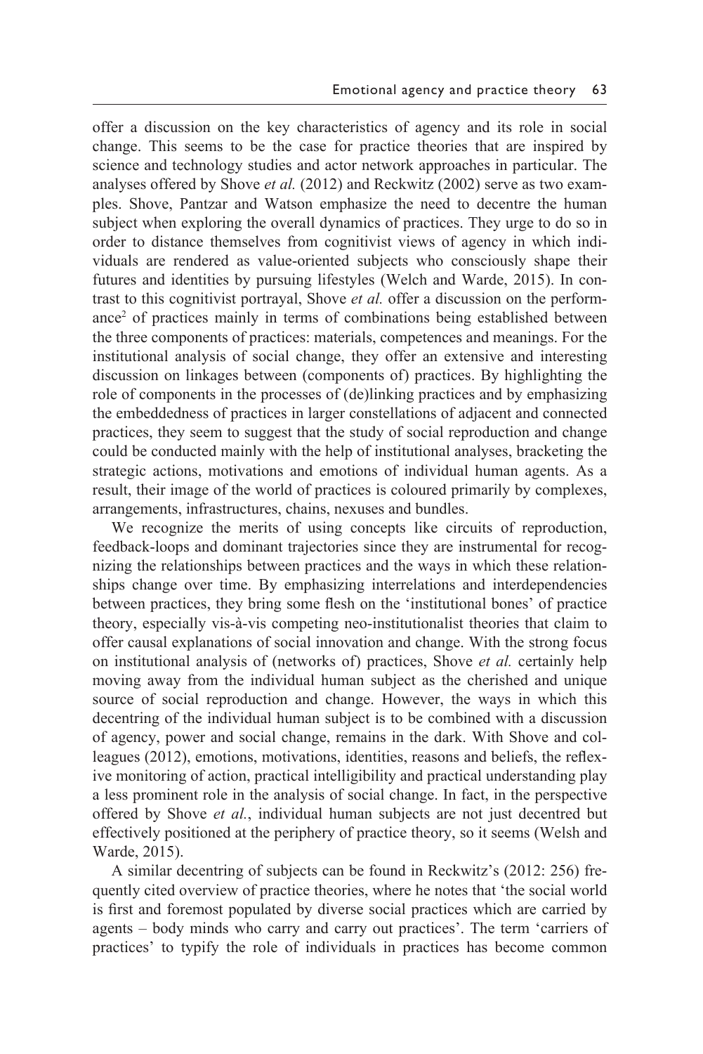offer a discussion on the key characteristics of agency and its role in social change. This seems to be the case for practice theories that are inspired by science and technology studies and actor network approaches in particular. The analyses offered by Shove *et al.* (2012) and Reckwitz (2002) serve as two examples. Shove, Pantzar and Watson emphasize the need to decentre the human subject when exploring the overall dynamics of practices. They urge to do so in order to distance themselves from cognitivist views of agency in which individuals are rendered as value-oriented subjects who consciously shape their futures and identities by pursuing lifestyles (Welch and Warde, 2015). In contrast to this cognitivist portrayal, Shove *et al.* offer a discussion on the performance[2] of practices mainly in terms of combinations being established between the three components of practices: materials, competences and meanings. For the institutional analysis of social change, they offer an extensive and interesting discussion on linkages between (components of) practices. By highlighting the role of components in the processes of (de)linking practices and by emphasizing the embeddedness of practices in larger constellations of adjacent and connected practices, they seem to suggest that the study of social reproduction and change could be conducted mainly with the help of institutional analyses, bracketing the strategic actions, motivations and emotions of individual human agents. As a result, their image of the world of practices is coloured primarily by complexes, arrangements, infrastructures, chains, nexuses and bundles.

We recognize the merits of using concepts like circuits of reproduction, feedback-loops and dominant trajectories since they are instrumental for recognizing the relationships between practices and the ways in which these relationships change over time. By emphasizing interrelations and interdependencies between practices, they bring some flesh on the 'institutional bones' of practice theory, especially vis-à-vis competing neo-institutionalist theories that claim to offer causal explanations of social innovation and change. With the strong focus on institutional analysis of (networks of) practices, Shove *et al.* certainly help moving away from the individual human subject as the cherished and unique source of social reproduction and change. However, the ways in which this decentring of the individual human subject is to be combined with a discussion of agency, power and social change, remains in the dark. With Shove and colleagues (2012), emotions, motivations, identities, reasons and beliefs, the reflexive monitoring of action, practical intelligibility and practical understanding play a less prominent role in the analysis of social change. In fact, in the perspective offered by Shove *et al.*, individual human subjects are not just decentred but effectively positioned at the periphery of practice theory, so it seems (Welsh and Warde, 2015).

A similar decentring of subjects can be found in Reckwitz's (2012: 256) frequently cited overview of practice theories, where he notes that 'the social world is first and foremost populated by diverse social practices which are carried by agents – body minds who carry and carry out practices'. The term 'carriers of practices' to typify the role of individuals in practices has become common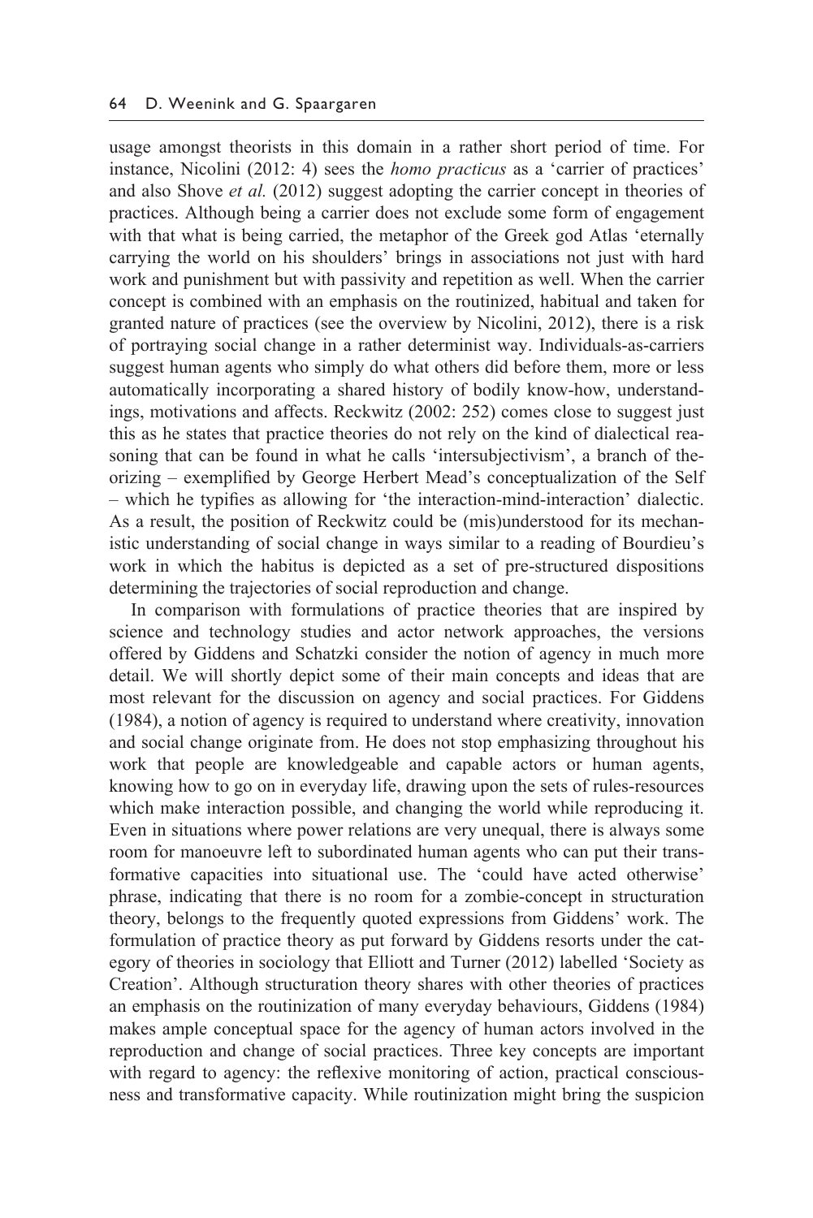usage amongst theorists in this domain in a rather short period of time. For instance, Nicolini (2012: 4) sees the *homo practicus* as a 'carrier of practices' and also Shove *et al.* (2012) suggest adopting the carrier concept in theories of practices. Although being a carrier does not exclude some form of engagement with that what is being carried, the metaphor of the Greek god Atlas 'eternally carrying the world on his shoulders' brings in associations not just with hard work and punishment but with passivity and repetition as well. When the carrier concept is combined with an emphasis on the routinized, habitual and taken for granted nature of practices (see the overview by Nicolini, 2012), there is a risk of portraying social change in a rather determinist way. Individuals-as-carriers suggest human agents who simply do what others did before them, more or less automatically incorporating a shared history of bodily know-how, understandings, motivations and affects. Reckwitz (2002: 252) comes close to suggest just this as he states that practice theories do not rely on the kind of dialectical reasoning that can be found in what he calls 'intersubjectivism', a branch of theorizing – exemplified by George Herbert Mead's conceptualization of the Self – which he typifies as allowing for 'the interaction-mind-interaction' dialectic. As a result, the position of Reckwitz could be (mis)understood for its mechanistic understanding of social change in ways similar to a reading of Bourdieu's work in which the habitus is depicted as a set of pre-structured dispositions determining the trajectories of social reproduction and change.

In comparison with formulations of practice theories that are inspired by science and technology studies and actor network approaches, the versions offered by Giddens and Schatzki consider the notion of agency in much more detail. We will shortly depict some of their main concepts and ideas that are most relevant for the discussion on agency and social practices. For Giddens (1984), a notion of agency is required to understand where creativity, innovation and social change originate from. He does not stop emphasizing throughout his work that people are knowledgeable and capable actors or human agents, knowing how to go on in everyday life, drawing upon the sets of rules-resources which make interaction possible, and changing the world while reproducing it. Even in situations where power relations are very unequal, there is always some room for manoeuvre left to subordinated human agents who can put their transformative capacities into situational use. The 'could have acted otherwise' phrase, indicating that there is no room for a zombie-concept in structuration theory, belongs to the frequently quoted expressions from Giddens' work. The formulation of practice theory as put forward by Giddens resorts under the category of theories in sociology that Elliott and Turner (2012) labelled 'Society as Creation'. Although structuration theory shares with other theories of practices an emphasis on the routinization of many everyday behaviours, Giddens (1984) makes ample conceptual space for the agency of human actors involved in the reproduction and change of social practices. Three key concepts are important with regard to agency: the reflexive monitoring of action, practical consciousness and transformative capacity. While routinization might bring the suspicion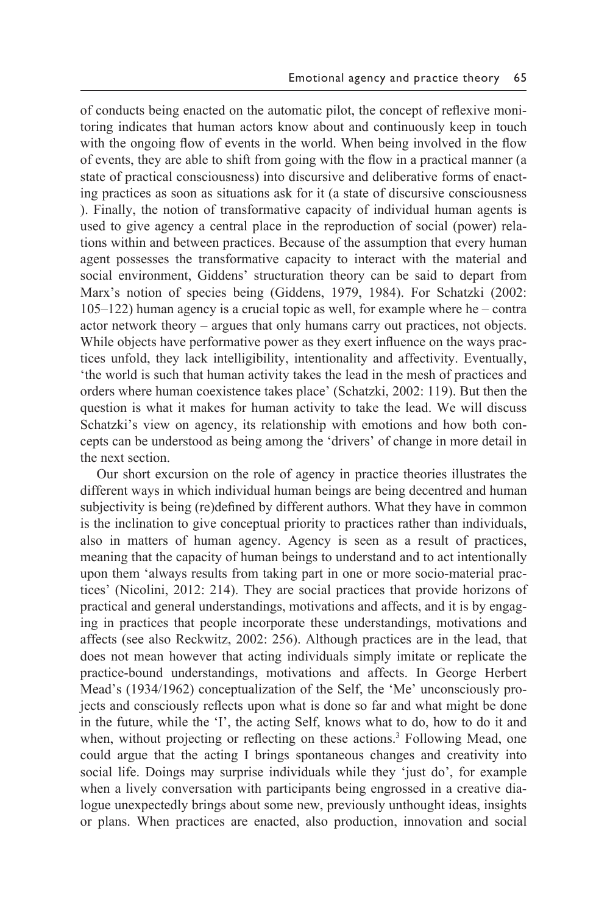of conducts being enacted on the automatic pilot, the concept of reflexive monitoring indicates that human actors know about and continuously keep in touch with the ongoing flow of events in the world. When being involved in the flow of events, they are able to shift from going with the flow in a practical manner (a state of practical consciousness) into discursive and deliberative forms of enacting practices as soon as situations ask for it (a state of discursive consciousness ). Finally, the notion of transformative capacity of individual human agents is used to give agency a central place in the reproduction of social (power) relations within and between practices. Because of the assumption that every human agent possesses the transformative capacity to interact with the material and social environment, Giddens' structuration theory can be said to depart from Marx's notion of species being (Giddens, 1979, 1984). For Schatzki (2002: 105–122) human agency is a crucial topic as well, for example where he – contra actor network theory – argues that only humans carry out practices, not objects. While objects have performative power as they exert influence on the ways practices unfold, they lack intelligibility, intentionality and affectivity. Eventually, 'the world is such that human activity takes the lead in the mesh of practices and orders where human coexistence takes place' (Schatzki, 2002: 119). But then the question is what it makes for human activity to take the lead. We will discuss Schatzki's view on agency, its relationship with emotions and how both concepts can be understood as being among the 'drivers' of change in more detail in the next section.

Our short excursion on the role of agency in practice theories illustrates the different ways in which individual human beings are being decentred and human subjectivity is being (re)defined by different authors. What they have in common is the inclination to give conceptual priority to practices rather than individuals, also in matters of human agency. Agency is seen as a result of practices, meaning that the capacity of human beings to understand and to act intentionally upon them 'always results from taking part in one or more socio-material practices' (Nicolini, 2012: 214). They are social practices that provide horizons of practical and general understandings, motivations and affects, and it is by engaging in practices that people incorporate these understandings, motivations and affects (see also Reckwitz, 2002: 256). Although practices are in the lead, that does not mean however that acting individuals simply imitate or replicate the practice-bound understandings, motivations and affects. In George Herbert Mead's (1934/1962) conceptualization of the Self, the 'Me' unconsciously projects and consciously reflects upon what is done so far and what might be done in the future, while the 'I', the acting Self, knows what to do, how to do it and when, without projecting or reflecting on these actions.[3] Following Mead, one could argue that the acting I brings spontaneous changes and creativity into social life. Doings may surprise individuals while they 'just do', for example when a lively conversation with participants being engrossed in a creative dialogue unexpectedly brings about some new, previously unthought ideas, insights or plans. When practices are enacted, also production, innovation and social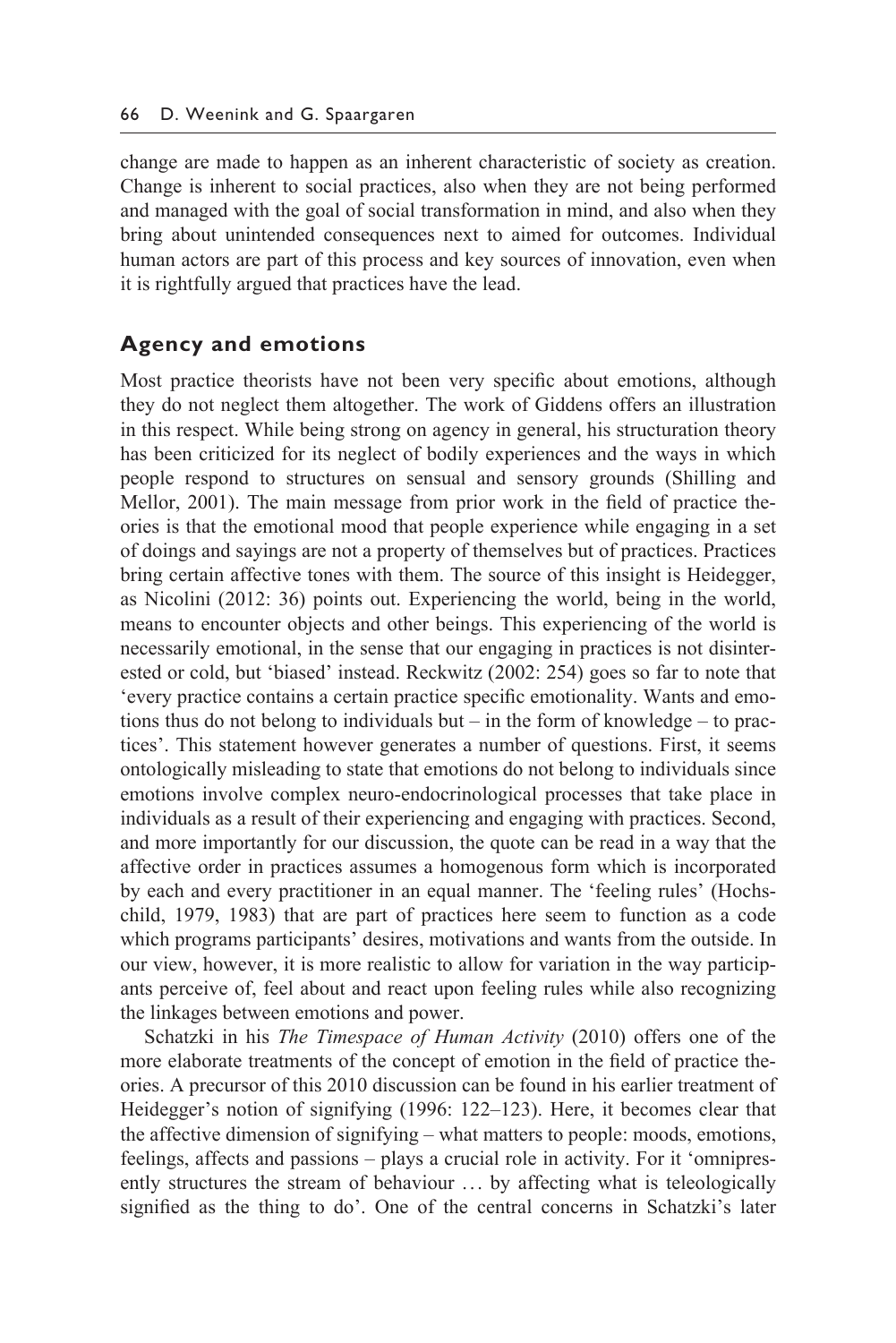change are made to happen as an inherent characteristic of society as creation. Change is inherent to social practices, also when they are not being performed and managed with the goal of social transformation in mind, and also when they bring about unintended consequences next to aimed for outcomes. Individual human actors are part of this process and key sources of innovation, even when it is rightfully argued that practices have the lead.

## Agency and emotions

Most practice theorists have not been very specific about emotions, although they do not neglect them altogether. The work of Giddens offers an illustration in this respect. While being strong on agency in general, his structuration theory has been criticized for its neglect of bodily experiences and the ways in which people respond to structures on sensual and sensory grounds (Shilling and Mellor, 2001). The main message from prior work in the field of practice theories is that the emotional mood that people experience while engaging in a set of doings and sayings are not a property of themselves but of practices. Practices bring certain affective tones with them. The source of this insight is Heidegger, as Nicolini (2012: 36) points out. Experiencing the world, being in the world, means to encounter objects and other beings. This experiencing of the world is necessarily emotional, in the sense that our engaging in practices is not disinterested or cold, but 'biased' instead. Reckwitz (2002: 254) goes so far to note that 'every practice contains a certain practice specific emotionality. Wants and emotions thus do not belong to individuals but – in the form of knowledge – to practices'. This statement however generates a number of questions. First, it seems ontologically misleading to state that emotions do not belong to individuals since emotions involve complex neuro-endocrinological processes that take place in individuals as a result of their experiencing and engaging with practices. Second, and more importantly for our discussion, the quote can be read in a way that the affective order in practices assumes a homogenous form which is incorporated by each and every practitioner in an equal manner. The 'feeling rules' (Hochschild, 1979, 1983) that are part of practices here seem to function as a code which programs participants' desires, motivations and wants from the outside. In our view, however, it is more realistic to allow for variation in the way participants perceive of, feel about and react upon feeling rules while also recognizing the linkages between emotions and power.

Schatzki in his *The Timespace of Human Activity* (2010) offers one of the more elaborate treatments of the concept of emotion in the field of practice theories. A precursor of this 2010 discussion can be found in his earlier treatment of Heidegger's notion of signifying (1996: 122–123). Here, it becomes clear that the affective dimension of signifying – what matters to people: moods, emotions, feelings, affects and passions – plays a crucial role in activity. For it 'omnipresently structures the stream of behaviour … by affecting what is teleologically signified as the thing to do'. One of the central concerns in Schatzki's later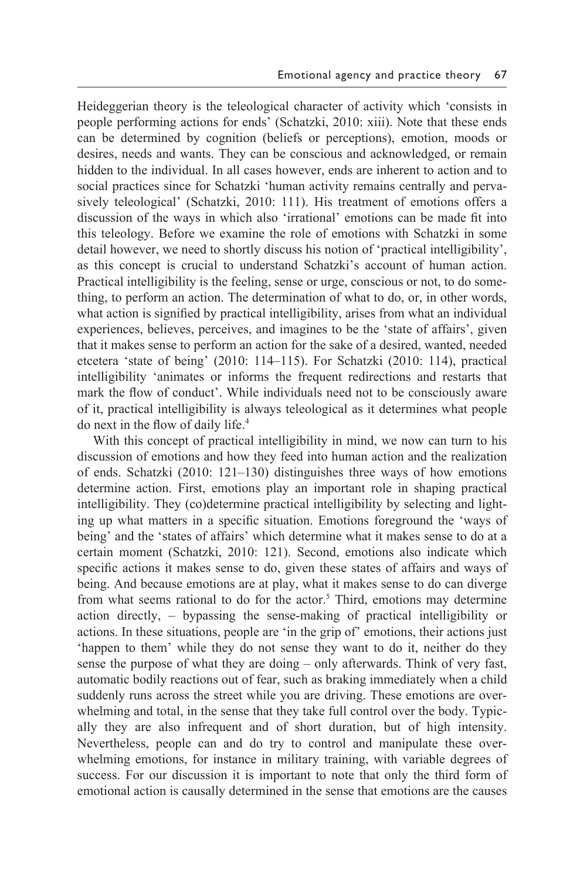Heideggerian theory is the teleological character of activity which 'consists in people performing actions for ends' (Schatzki, 2010: xiii). Note that these ends can be determined by cognition (beliefs or perceptions), emotion, moods or desires, needs and wants. They can be conscious and acknowledged, or remain hidden to the individual. In all cases however, ends are inherent to action and to social practices since for Schatzki 'human activity remains centrally and pervasively teleological' (Schatzki, 2010: 111). His treatment of emotions offers a discussion of the ways in which also 'irrational' emotions can be made fit into this teleology. Before we examine the role of emotions with Schatzki in some detail however, we need to shortly discuss his notion of 'practical intelligibility', as this concept is crucial to understand Schatzki's account of human action. Practical intelligibility is the feeling, sense or urge, conscious or not, to do something, to perform an action. The determination of what to do, or, in other words, what action is signified by practical intelligibility, arises from what an individual experiences, believes, perceives, and imagines to be the 'state of affairs', given that it makes sense to perform an action for the sake of a desired, wanted, needed etcetera 'state of being' (2010: 114–115). For Schatzki (2010: 114), practical intelligibility 'animates or informs the frequent redirections and restarts that mark the flow of conduct'. While individuals need not to be consciously aware of it, practical intelligibility is always teleological as it determines what people do next in the flow of daily life.[4]

With this concept of practical intelligibility in mind, we now can turn to his discussion of emotions and how they feed into human action and the realization of ends. Schatzki (2010: 121–130) distinguishes three ways of how emotions determine action. First, emotions play an important role in shaping practical intelligibility. They (co)determine practical intelligibility by selecting and lighting up what matters in a specific situation. Emotions foreground the 'ways of being' and the 'states of affairs' which determine what it makes sense to do at a certain moment (Schatzki, 2010: 121). Second, emotions also indicate which specific actions it makes sense to do, given these states of affairs and ways of being. And because emotions are at play, what it makes sense to do can diverge from what seems rational to do for the actor.[5] Third, emotions may determine action directly, – bypassing the sense-making of practical intelligibility or actions. In these situations, people are 'in the grip of' emotions, their actions just 'happen to them' while they do not sense they want to do it, neither do they sense the purpose of what they are doing – only afterwards. Think of very fast, automatic bodily reactions out of fear, such as braking immediately when a child suddenly runs across the street while you are driving. These emotions are overwhelming and total, in the sense that they take full control over the body. Typically they are also infrequent and of short duration, but of high intensity. Nevertheless, people can and do try to control and manipulate these overwhelming emotions, for instance in military training, with variable degrees of success. For our discussion it is important to note that only the third form of emotional action is causally determined in the sense that emotions are the causes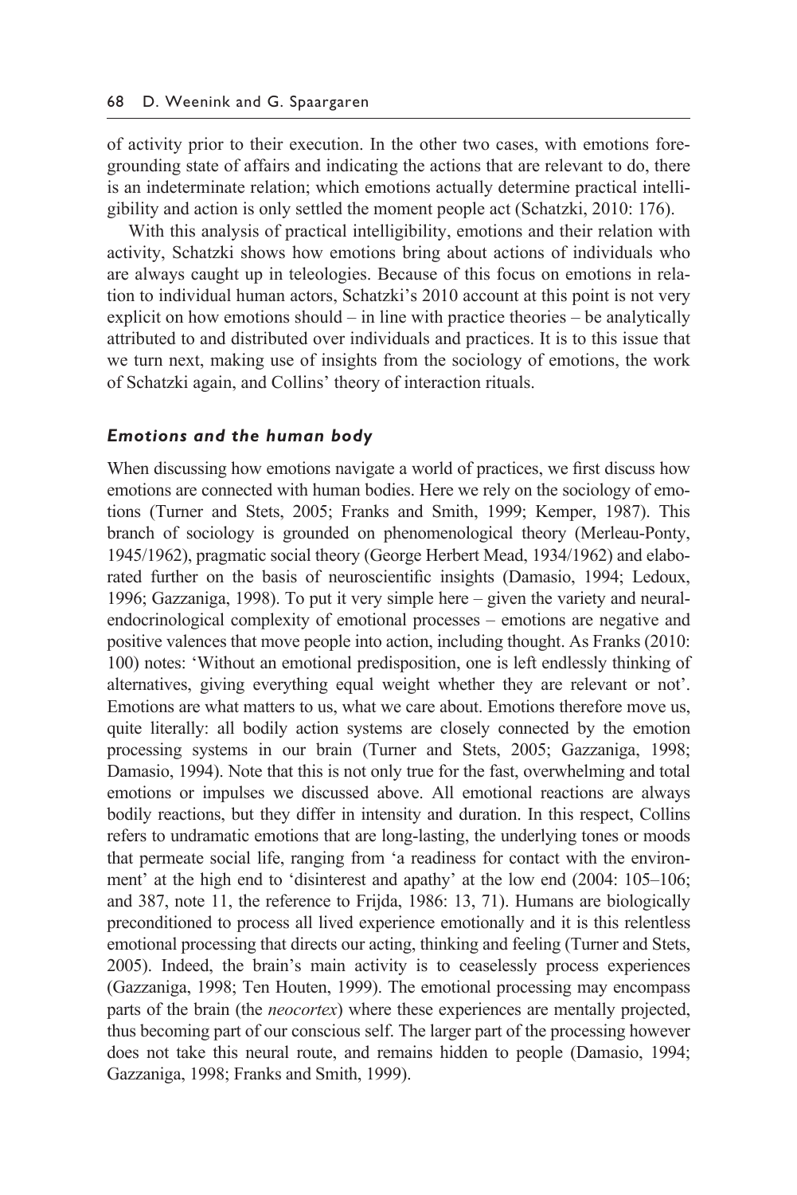of activity prior to their execution. In the other two cases, with emotions foregrounding state of affairs and indicating the actions that are relevant to do, there is an indeterminate relation; which emotions actually determine practical intelligibility and action is only settled the moment people act (Schatzki, 2010: 176).

With this analysis of practical intelligibility, emotions and their relation with activity, Schatzki shows how emotions bring about actions of individuals who are always caught up in teleologies. Because of this focus on emotions in relation to individual human actors, Schatzki's 2010 account at this point is not very explicit on how emotions should – in line with practice theories – be analytically attributed to and distributed over individuals and practices. It is to this issue that we turn next, making use of insights from the sociology of emotions, the work of Schatzki again, and Collins' theory of interaction rituals.

### *Emotions and the human body*

When discussing how emotions navigate a world of practices, we first discuss how emotions are connected with human bodies. Here we rely on the sociology of emotions (Turner and Stets, 2005; Franks and Smith, 1999; Kemper, 1987). This branch of sociology is grounded on phenomenological theory (Merleau-Ponty, 1945/1962), pragmatic social theory (George Herbert Mead, 1934/1962) and elaborated further on the basis of neuroscientific insights (Damasio, 1994; Ledoux, 1996; Gazzaniga, 1998). To put it very simple here – given the variety and neural-endocrinological complexity of emotional processes – emotions are negative and positive valences that move people into action, including thought. As Franks (2010: 100) notes: 'Without an emotional predisposition, one is left endlessly thinking of alternatives, giving everything equal weight whether they are relevant or not'. Emotions are what matters to us, what we care about. Emotions therefore move us, quite literally: all bodily action systems are closely connected by the emotion processing systems in our brain (Turner and Stets, 2005; Gazzaniga, 1998; Damasio, 1994). Note that this is not only true for the fast, overwhelming and total emotions or impulses we discussed above. All emotional reactions are always bodily reactions, but they differ in intensity and duration. In this respect, Collins refers to undramatic emotions that are long-lasting, the underlying tones or moods that permeate social life, ranging from 'a readiness for contact with the environment' at the high end to 'disinterest and apathy' at the low end (2004: 105–106; and 387, note 11, the reference to Frijda, 1986: 13, 71). Humans are biologically preconditioned to process all lived experience emotionally and it is this relentless emotional processing that directs our acting, thinking and feeling (Turner and Stets, 2005). Indeed, the brain's main activity is to ceaselessly process experiences (Gazzaniga, 1998; Ten Houten, 1999). The emotional processing may encompass parts of the brain (the *neocortex*) where these experiences are mentally projected, thus becoming part of our conscious self. The larger part of the processing however does not take this neural route, and remains hidden to people (Damasio, 1994; Gazzaniga, 1998; Franks and Smith, 1999).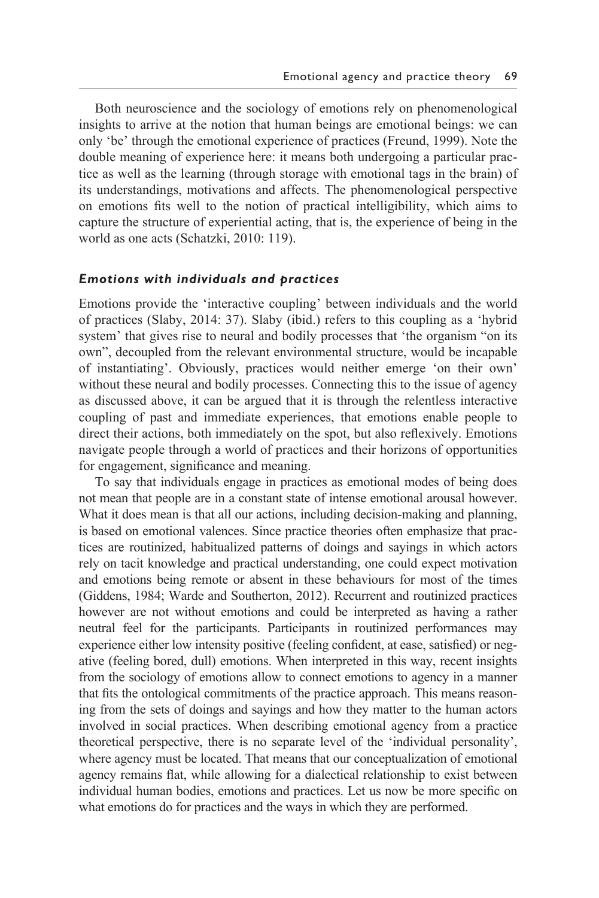Both neuroscience and the sociology of emotions rely on phenomenological insights to arrive at the notion that human beings are emotional beings: we can only 'be' through the emotional experience of practices (Freund, 1999). Note the double meaning of experience here: it means both undergoing a particular practice as well as the learning (through storage with emotional tags in the brain) of its understandings, motivations and affects. The phenomenological perspective on emotions fits well to the notion of practical intelligibility, which aims to capture the structure of experiential acting, that is, the experience of being in the world as one acts (Schatzki, 2010: 119).

### *Emotions with individuals and practices*

Emotions provide the 'interactive coupling' between individuals and the world of practices (Slaby, 2014: 37). Slaby (ibid.) refers to this coupling as a 'hybrid system' that gives rise to neural and bodily processes that 'the organism "on its own", decoupled from the relevant environmental structure, would be incapable of instantiating'. Obviously, practices would neither emerge 'on their own' without these neural and bodily processes. Connecting this to the issue of agency as discussed above, it can be argued that it is through the relentless interactive coupling of past and immediate experiences, that emotions enable people to direct their actions, both immediately on the spot, but also reflexively. Emotions navigate people through a world of practices and their horizons of opportunities for engagement, significance and meaning.

To say that individuals engage in practices as emotional modes of being does not mean that people are in a constant state of intense emotional arousal however. What it does mean is that all our actions, including decision-making and planning, is based on emotional valences. Since practice theories often emphasize that practices are routinized, habitualized patterns of doings and sayings in which actors rely on tacit knowledge and practical understanding, one could expect motivation and emotions being remote or absent in these behaviours for most of the times (Giddens, 1984; Warde and Southerton, 2012). Recurrent and routinized practices however are not without emotions and could be interpreted as having a rather neutral feel for the participants. Participants in routinized performances may experience either low intensity positive (feeling confident, at ease, satisfied) or negative (feeling bored, dull) emotions. When interpreted in this way, recent insights from the sociology of emotions allow to connect emotions to agency in a manner that fits the ontological commitments of the practice approach. This means reasoning from the sets of doings and sayings and how they matter to the human actors involved in social practices. When describing emotional agency from a practice theoretical perspective, there is no separate level of the 'individual personality', where agency must be located. That means that our conceptualization of emotional agency remains flat, while allowing for a dialectical relationship to exist between individual human bodies, emotions and practices. Let us now be more specific on what emotions do for practices and the ways in which they are performed.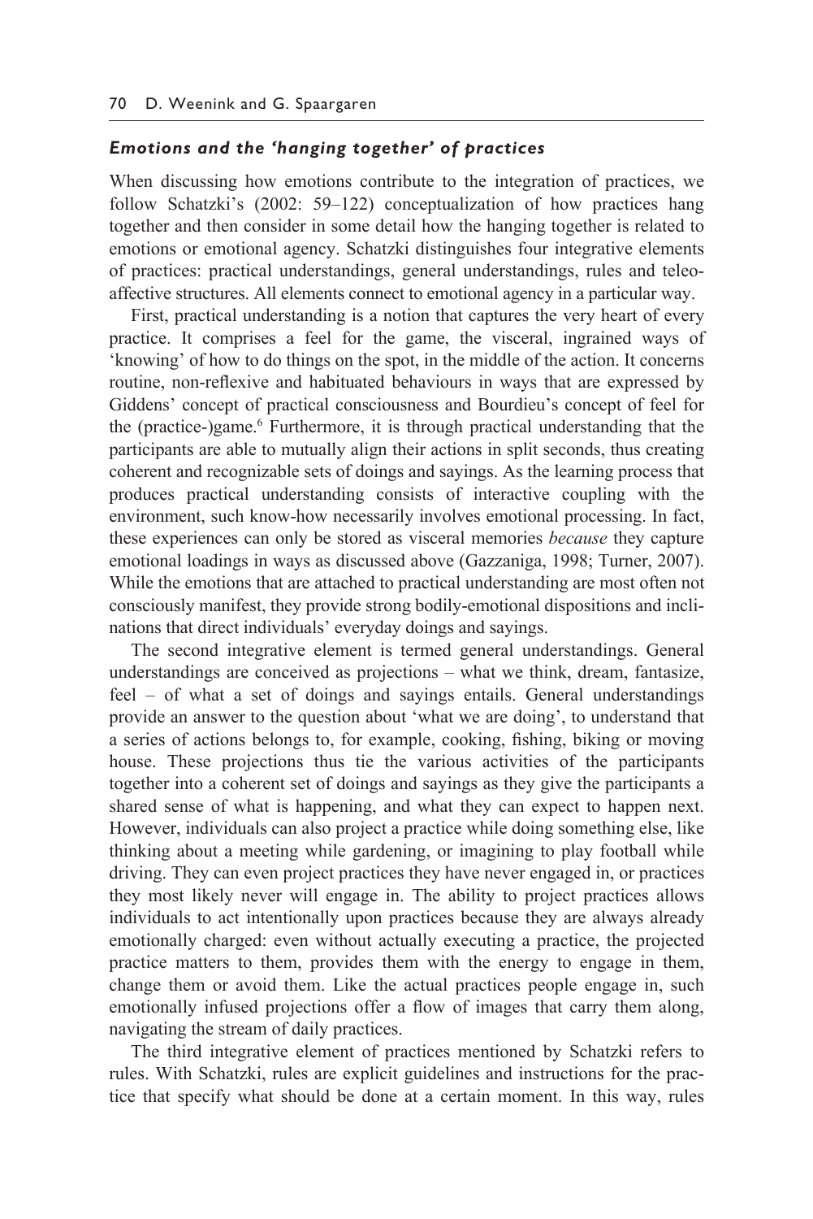### *Emotions and the 'hanging together' of practices*

When discussing how emotions contribute to the integration of practices, we follow Schatzki's (2002: 59–122) conceptualization of how practices hang together and then consider in some detail how the hanging together is related to emotions or emotional agency. Schatzki distinguishes four integrative elements of practices: practical understandings, general understandings, rules and teleo-affective structures. All elements connect to emotional agency in a particular way.

First, practical understanding is a notion that captures the very heart of every practice. It comprises a feel for the game, the visceral, ingrained ways of 'knowing' of how to do things on the spot, in the middle of the action. It concerns routine, non-reflexive and habituated behaviours in ways that are expressed by Giddens' concept of practical consciousness and Bourdieu's concept of feel for the (practice-)game.[6] Furthermore, it is through practical understanding that the participants are able to mutually align their actions in split seconds, thus creating coherent and recognizable sets of doings and sayings. As the learning process that produces practical understanding consists of interactive coupling with the environment, such know-how necessarily involves emotional processing. In fact, these experiences can only be stored as visceral memories *because* they capture emotional loadings in ways as discussed above (Gazzaniga, 1998; Turner, 2007). While the emotions that are attached to practical understanding are most often not consciously manifest, they provide strong bodily-emotional dispositions and inclinations that direct individuals' everyday doings and sayings.

The second integrative element is termed general understandings. General understandings are conceived as projections – what we think, dream, fantasize, feel – of what a set of doings and sayings entails. General understandings provide an answer to the question about 'what we are doing', to understand that a series of actions belongs to, for example, cooking, fishing, biking or moving house. These projections thus tie the various activities of the participants together into a coherent set of doings and sayings as they give the participants a shared sense of what is happening, and what they can expect to happen next. However, individuals can also project a practice while doing something else, like thinking about a meeting while gardening, or imagining to play football while driving. They can even project practices they have never engaged in, or practices they most likely never will engage in. The ability to project practices allows individuals to act intentionally upon practices because they are always already emotionally charged: even without actually executing a practice, the projected practice matters to them, provides them with the energy to engage in them, change them or avoid them. Like the actual practices people engage in, such emotionally infused projections offer a flow of images that carry them along, navigating the stream of daily practices.

The third integrative element of practices mentioned by Schatzki refers to rules. With Schatzki, rules are explicit guidelines and instructions for the practice that specify what should be done at a certain moment. In this way, rules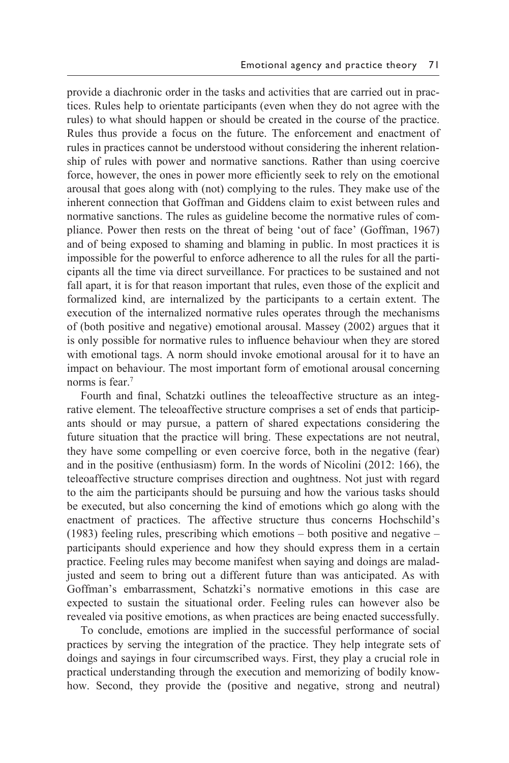provide a diachronic order in the tasks and activities that are carried out in practices. Rules help to orientate participants (even when they do not agree with the rules) to what should happen or should be created in the course of the practice. Rules thus provide a focus on the future. The enforcement and enactment of rules in practices cannot be understood without considering the inherent relationship of rules with power and normative sanctions. Rather than using coercive force, however, the ones in power more efficiently seek to rely on the emotional arousal that goes along with (not) complying to the rules. They make use of the inherent connection that Goffman and Giddens claim to exist between rules and normative sanctions. The rules as guideline become the normative rules of compliance. Power then rests on the threat of being 'out of face' (Goffman, 1967) and of being exposed to shaming and blaming in public. In most practices it is impossible for the powerful to enforce adherence to all the rules for all the participants all the time via direct surveillance. For practices to be sustained and not fall apart, it is for that reason important that rules, even those of the explicit and formalized kind, are internalized by the participants to a certain extent. The execution of the internalized normative rules operates through the mechanisms of (both positive and negative) emotional arousal. Massey (2002) argues that it is only possible for normative rules to influence behaviour when they are stored with emotional tags. A norm should invoke emotional arousal for it to have an impact on behaviour. The most important form of emotional arousal concerning norms is fear.[7]

Fourth and final, Schatzki outlines the teleoaffective structure as an integrative element. The teleoaffective structure comprises a set of ends that participants should or may pursue, a pattern of shared expectations considering the future situation that the practice will bring. These expectations are not neutral, they have some compelling or even coercive force, both in the negative (fear) and in the positive (enthusiasm) form. In the words of Nicolini (2012: 166), the teleoaffective structure comprises direction and oughtness. Not just with regard to the aim the participants should be pursuing and how the various tasks should be executed, but also concerning the kind of emotions which go along with the enactment of practices. The affective structure thus concerns Hochschild's (1983) feeling rules, prescribing which emotions – both positive and negative – participants should experience and how they should express them in a certain practice. Feeling rules may become manifest when saying and doings are maladjusted and seem to bring out a different future than was anticipated. As with Goffman's embarrassment, Schatzki's normative emotions in this case are expected to sustain the situational order. Feeling rules can however also be revealed via positive emotions, as when practices are being enacted successfully.

To conclude, emotions are implied in the successful performance of social practices by serving the integration of the practice. They help integrate sets of doings and sayings in four circumscribed ways. First, they play a crucial role in practical understanding through the execution and memorizing of bodily know-how. Second, they provide the (positive and negative, strong and neutral)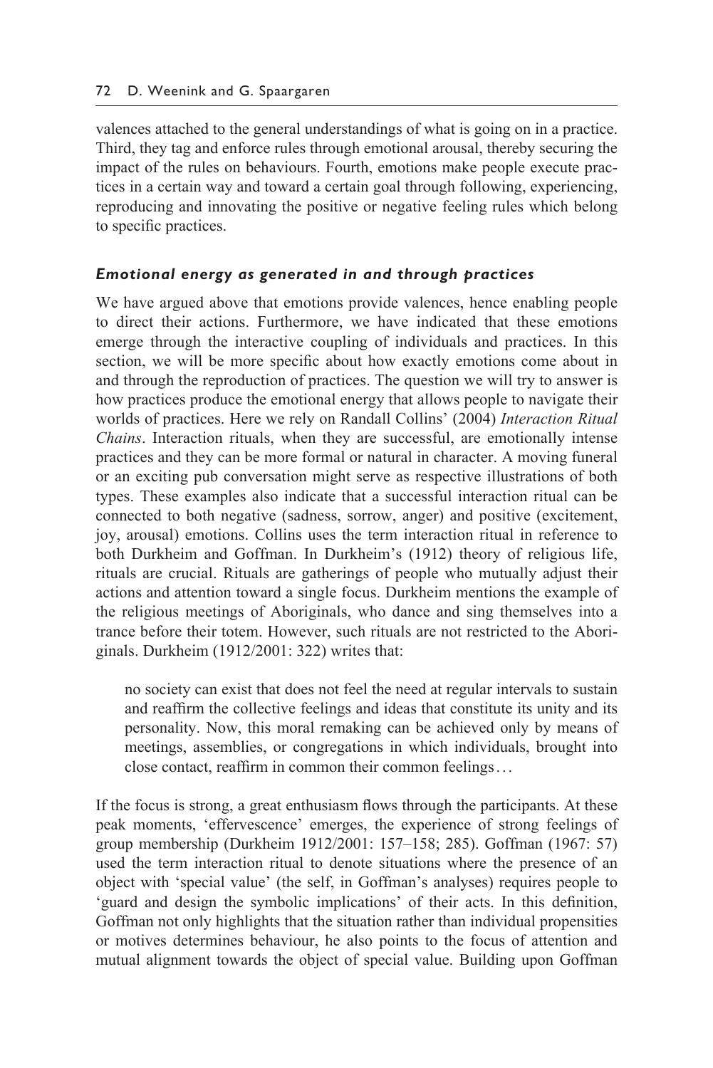valences attached to the general understandings of what is going on in a practice. Third, they tag and enforce rules through emotional arousal, thereby securing the impact of the rules on behaviours. Fourth, emotions make people execute practices in a certain way and toward a certain goal through following, experiencing, reproducing and innovating the positive or negative feeling rules which belong to specific practices.

### *Emotional energy as generated in and through practices*

We have argued above that emotions provide valences, hence enabling people to direct their actions. Furthermore, we have indicated that these emotions emerge through the interactive coupling of individuals and practices. In this section, we will be more specific about how exactly emotions come about in and through the reproduction of practices. The question we will try to answer is how practices produce the emotional energy that allows people to navigate their worlds of practices. Here we rely on Randall Collins' (2004) *Interaction Ritual Chains*. Interaction rituals, when they are successful, are emotionally intense practices and they can be more formal or natural in character. A moving funeral or an exciting pub conversation might serve as respective illustrations of both types. These examples also indicate that a successful interaction ritual can be connected to both negative (sadness, sorrow, anger) and positive (excitement, joy, arousal) emotions. Collins uses the term interaction ritual in reference to both Durkheim and Goffman. In Durkheim's (1912) theory of religious life, rituals are crucial. Rituals are gatherings of people who mutually adjust their actions and attention toward a single focus. Durkheim mentions the example of the religious meetings of Aboriginals, who dance and sing themselves into a trance before their totem. However, such rituals are not restricted to the Aboriginals. Durkheim (1912/2001: 322) writes that:

> no society can exist that does not feel the need at regular intervals to sustain and reaffirm the collective feelings and ideas that constitute its unity and its personality. Now, this moral remaking can be achieved only by means of meetings, assemblies, or congregations in which individuals, brought into close contact, reaffirm in common their common feelings…

If the focus is strong, a great enthusiasm flows through the participants. At these peak moments, 'effervescence' emerges, the experience of strong feelings of group membership (Durkheim 1912/2001: 157–158; 285). Goffman (1967: 57) used the term interaction ritual to denote situations where the presence of an object with 'special value' (the self, in Goffman's analyses) requires people to 'guard and design the symbolic implications' of their acts. In this definition, Goffman not only highlights that the situation rather than individual propensities or motives determines behaviour, he also points to the focus of attention and mutual alignment towards the object of special value. Building upon Goffman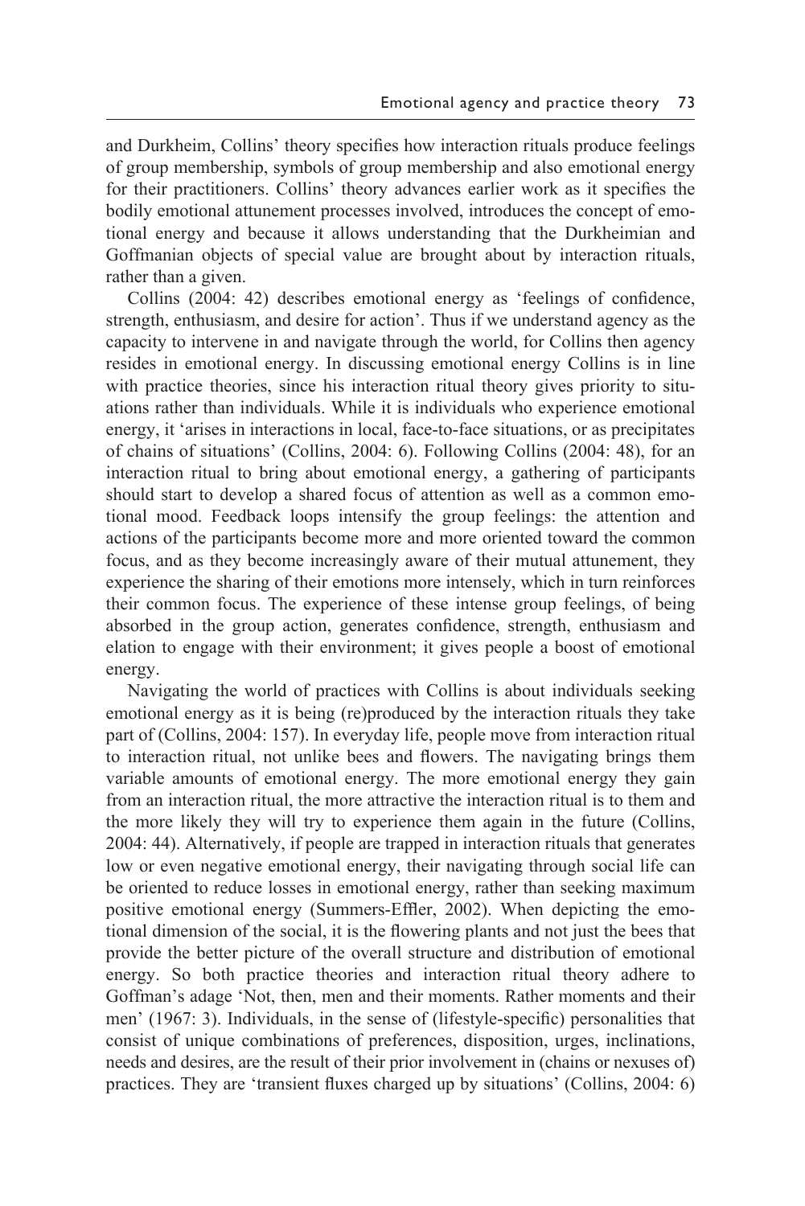and Durkheim, Collins' theory specifies how interaction rituals produce feelings of group membership, symbols of group membership and also emotional energy for their practitioners. Collins' theory advances earlier work as it specifies the bodily emotional attunement processes involved, introduces the concept of emotional energy and because it allows understanding that the Durkheimian and Goffmanian objects of special value are brought about by interaction rituals, rather than a given.

Collins (2004: 42) describes emotional energy as 'feelings of confidence, strength, enthusiasm, and desire for action'. Thus if we understand agency as the capacity to intervene in and navigate through the world, for Collins then agency resides in emotional energy. In discussing emotional energy Collins is in line with practice theories, since his interaction ritual theory gives priority to situations rather than individuals. While it is individuals who experience emotional energy, it 'arises in interactions in local, face-to-face situations, or as precipitates of chains of situations' (Collins, 2004: 6). Following Collins (2004: 48), for an interaction ritual to bring about emotional energy, a gathering of participants should start to develop a shared focus of attention as well as a common emotional mood. Feedback loops intensify the group feelings: the attention and actions of the participants become more and more oriented toward the common focus, and as they become increasingly aware of their mutual attunement, they experience the sharing of their emotions more intensely, which in turn reinforces their common focus. The experience of these intense group feelings, of being absorbed in the group action, generates confidence, strength, enthusiasm and elation to engage with their environment; it gives people a boost of emotional energy.

Navigating the world of practices with Collins is about individuals seeking emotional energy as it is being (re)produced by the interaction rituals they take part of (Collins, 2004: 157). In everyday life, people move from interaction ritual to interaction ritual, not unlike bees and flowers. The navigating brings them variable amounts of emotional energy. The more emotional energy they gain from an interaction ritual, the more attractive the interaction ritual is to them and the more likely they will try to experience them again in the future (Collins, 2004: 44). Alternatively, if people are trapped in interaction rituals that generates low or even negative emotional energy, their navigating through social life can be oriented to reduce losses in emotional energy, rather than seeking maximum positive emotional energy (Summers-Effler, 2002). When depicting the emotional dimension of the social, it is the flowering plants and not just the bees that provide the better picture of the overall structure and distribution of emotional energy. So both practice theories and interaction ritual theory adhere to Goffman's adage 'Not, then, men and their moments. Rather moments and their men' (1967: 3). Individuals, in the sense of (lifestyle-specific) personalities that consist of unique combinations of preferences, disposition, urges, inclinations, needs and desires, are the result of their prior involvement in (chains or nexuses of) practices. They are 'transient fluxes charged up by situations' (Collins, 2004: 6)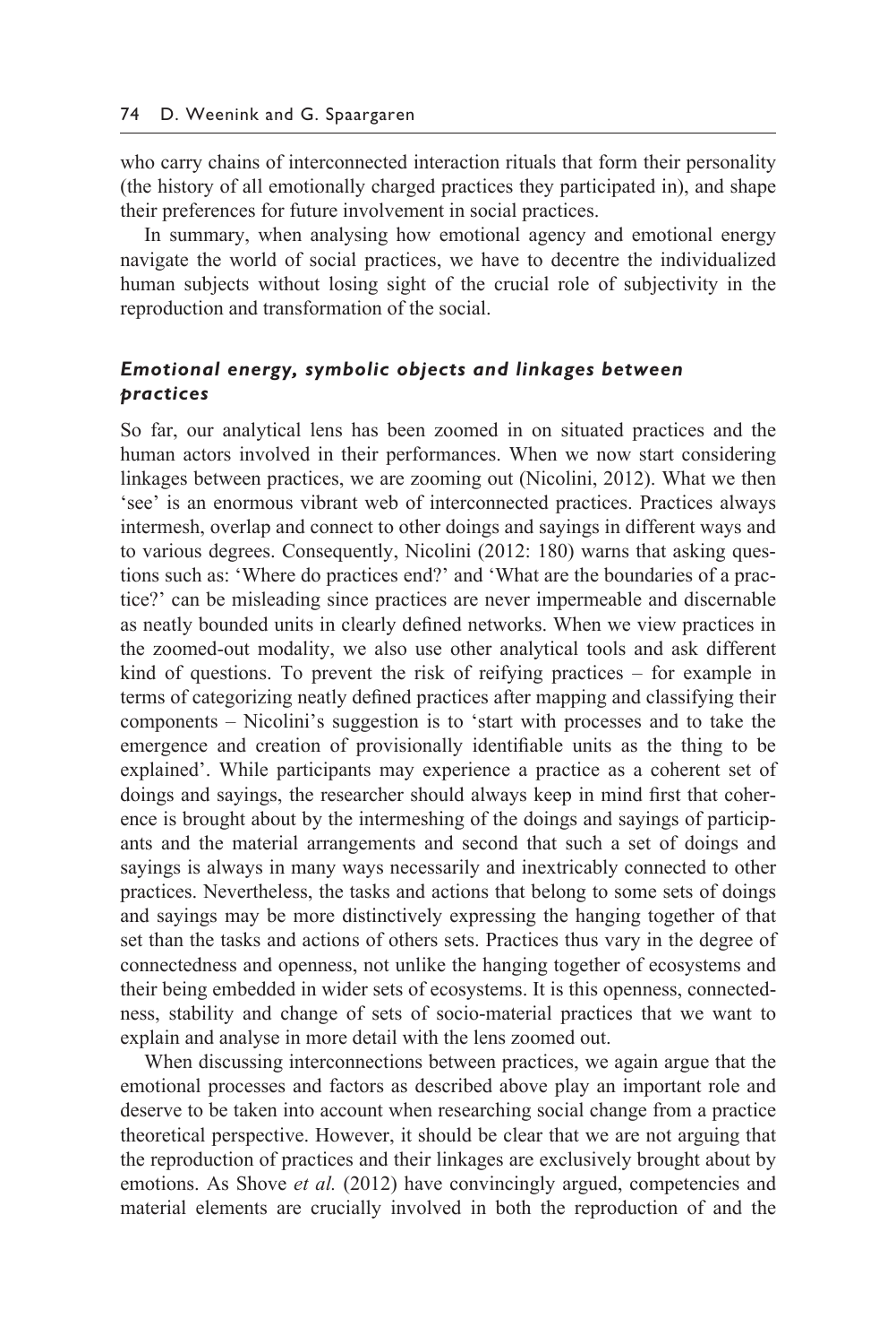who carry chains of interconnected interaction rituals that form their personality (the history of all emotionally charged practices they participated in), and shape their preferences for future involvement in social practices.

In summary, when analysing how emotional agency and emotional energy navigate the world of social practices, we have to decentre the individualized human subjects without losing sight of the crucial role of subjectivity in the reproduction and transformation of the social.

### *Emotional energy, symbolic objects and linkages between practices*

So far, our analytical lens has been zoomed in on situated practices and the human actors involved in their performances. When we now start considering linkages between practices, we are zooming out (Nicolini, 2012). What we then 'see' is an enormous vibrant web of interconnected practices. Practices always intermesh, overlap and connect to other doings and sayings in different ways and to various degrees. Consequently, Nicolini (2012: 180) warns that asking questions such as: 'Where do practices end?' and 'What are the boundaries of a practice?' can be misleading since practices are never impermeable and discernable as neatly bounded units in clearly defined networks. When we view practices in the zoomed-out modality, we also use other analytical tools and ask different kind of questions. To prevent the risk of reifying practices – for example in terms of categorizing neatly defined practices after mapping and classifying their components – Nicolini's suggestion is to 'start with processes and to take the emergence and creation of provisionally identifiable units as the thing to be explained'. While participants may experience a practice as a coherent set of doings and sayings, the researcher should always keep in mind first that coherence is brought about by the intermeshing of the doings and sayings of participants and the material arrangements and second that such a set of doings and sayings is always in many ways necessarily and inextricably connected to other practices. Nevertheless, the tasks and actions that belong to some sets of doings and sayings may be more distinctively expressing the hanging together of that set than the tasks and actions of others sets. Practices thus vary in the degree of connectedness and openness, not unlike the hanging together of ecosystems and their being embedded in wider sets of ecosystems. It is this openness, connectedness, stability and change of sets of socio-material practices that we want to explain and analyse in more detail with the lens zoomed out.

When discussing interconnections between practices, we again argue that the emotional processes and factors as described above play an important role and deserve to be taken into account when researching social change from a practice theoretical perspective. However, it should be clear that we are not arguing that the reproduction of practices and their linkages are exclusively brought about by emotions. As Shove *et al.* (2012) have convincingly argued, competencies and material elements are crucially involved in both the reproduction of and the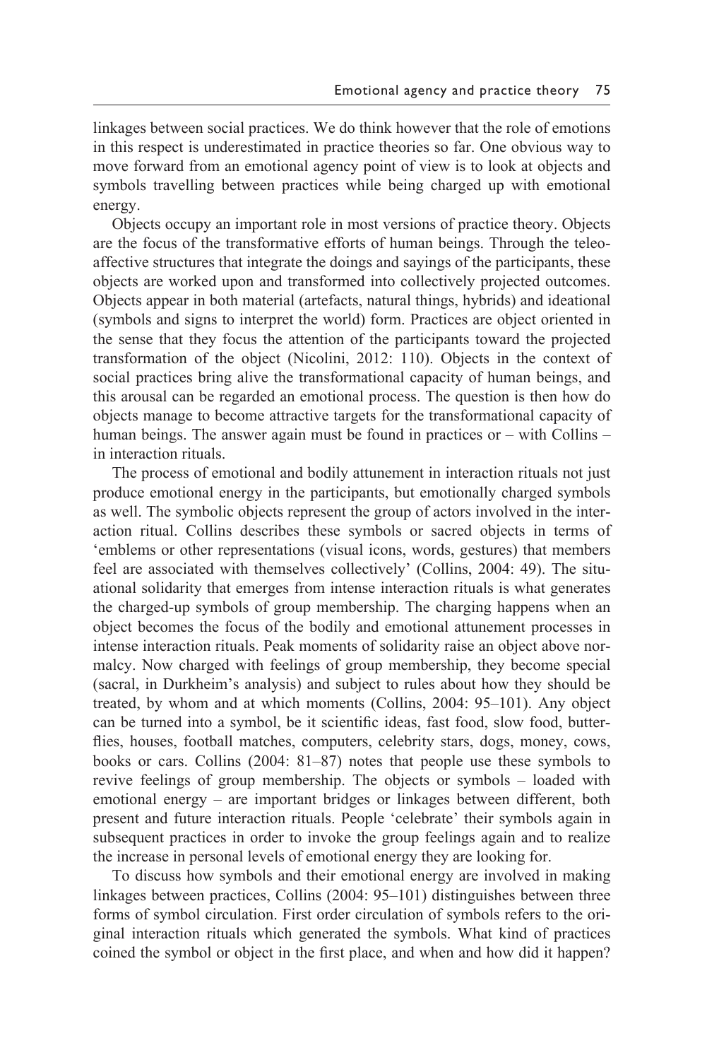linkages between social practices. We do think however that the role of emotions in this respect is underestimated in practice theories so far. One obvious way to move forward from an emotional agency point of view is to look at objects and symbols travelling between practices while being charged up with emotional energy.

Objects occupy an important role in most versions of practice theory. Objects are the focus of the transformative efforts of human beings. Through the teleoaffective structures that integrate the doings and sayings of the participants, these objects are worked upon and transformed into collectively projected outcomes. Objects appear in both material (artefacts, natural things, hybrids) and ideational (symbols and signs to interpret the world) form. Practices are object oriented in the sense that they focus the attention of the participants toward the projected transformation of the object (Nicolini, 2012: 110). Objects in the context of social practices bring alive the transformational capacity of human beings, and this arousal can be regarded an emotional process. The question is then how do objects manage to become attractive targets for the transformational capacity of human beings. The answer again must be found in practices or – with Collins – in interaction rituals.

The process of emotional and bodily attunement in interaction rituals not just produce emotional energy in the participants, but emotionally charged symbols as well. The symbolic objects represent the group of actors involved in the interaction ritual. Collins describes these symbols or sacred objects in terms of 'emblems or other representations (visual icons, words, gestures) that members feel are associated with themselves collectively' (Collins, 2004: 49). The situational solidarity that emerges from intense interaction rituals is what generates the charged-up symbols of group membership. The charging happens when an object becomes the focus of the bodily and emotional attunement processes in intense interaction rituals. Peak moments of solidarity raise an object above normalcy. Now charged with feelings of group membership, they become special (sacral, in Durkheim's analysis) and subject to rules about how they should be treated, by whom and at which moments (Collins, 2004: 95–101). Any object can be turned into a symbol, be it scientific ideas, fast food, slow food, butterflies, houses, football matches, computers, celebrity stars, dogs, money, cows, books or cars. Collins (2004: 81–87) notes that people use these symbols to revive feelings of group membership. The objects or symbols – loaded with emotional energy – are important bridges or linkages between different, both present and future interaction rituals. People 'celebrate' their symbols again in subsequent practices in order to invoke the group feelings again and to realize the increase in personal levels of emotional energy they are looking for.

To discuss how symbols and their emotional energy are involved in making linkages between practices, Collins (2004: 95–101) distinguishes between three forms of symbol circulation. First order circulation of symbols refers to the original interaction rituals which generated the symbols. What kind of practices coined the symbol or object in the first place, and when and how did it happen?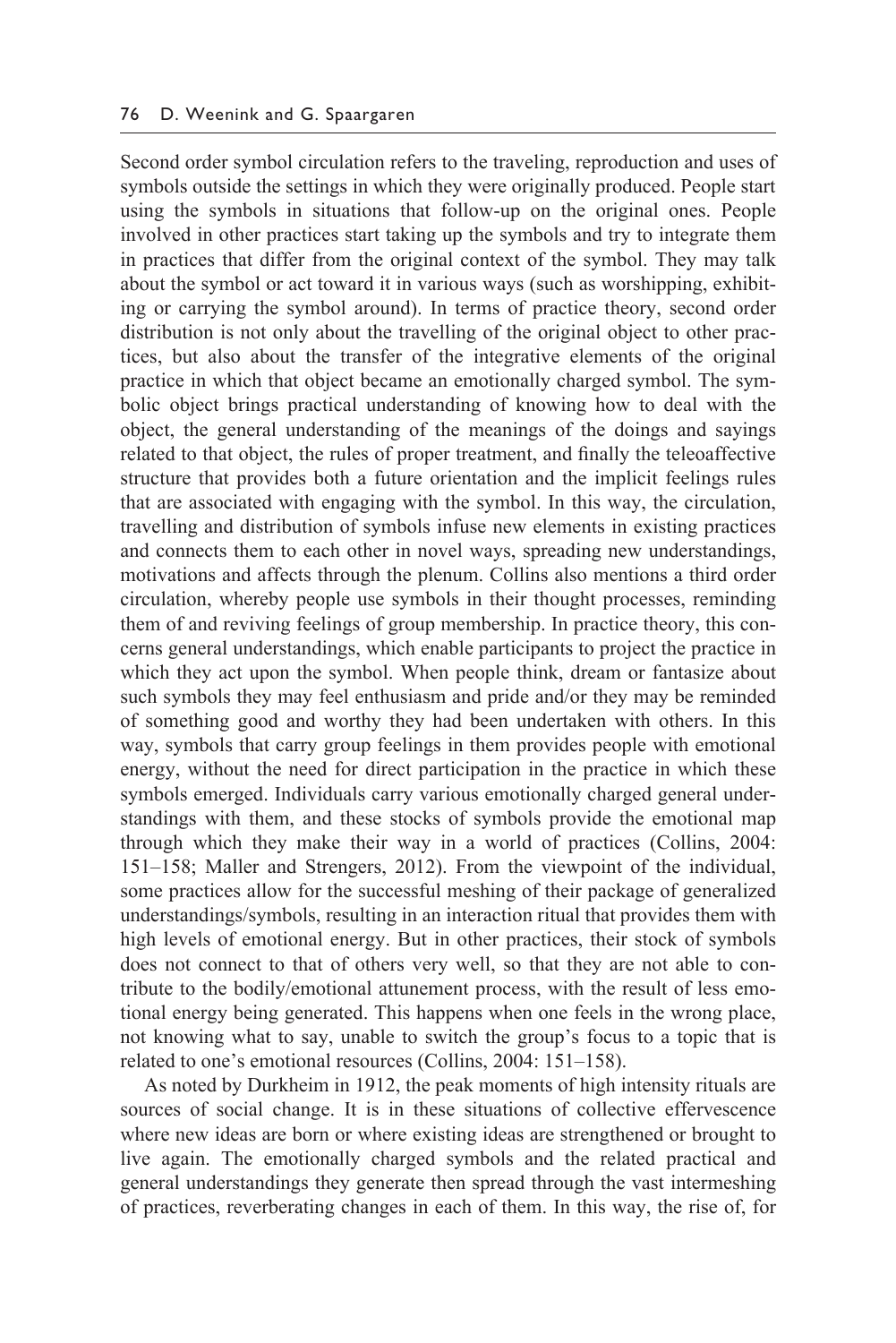Second order symbol circulation refers to the traveling, reproduction and uses of symbols outside the settings in which they were originally produced. People start using the symbols in situations that follow-up on the original ones. People involved in other practices start taking up the symbols and try to integrate them in practices that differ from the original context of the symbol. They may talk about the symbol or act toward it in various ways (such as worshipping, exhibiting or carrying the symbol around). In terms of practice theory, second order distribution is not only about the travelling of the original object to other practices, but also about the transfer of the integrative elements of the original practice in which that object became an emotionally charged symbol. The symbolic object brings practical understanding of knowing how to deal with the object, the general understanding of the meanings of the doings and sayings related to that object, the rules of proper treatment, and finally the teleoaffective structure that provides both a future orientation and the implicit feelings rules that are associated with engaging with the symbol. In this way, the circulation, travelling and distribution of symbols infuse new elements in existing practices and connects them to each other in novel ways, spreading new understandings, motivations and affects through the plenum. Collins also mentions a third order circulation, whereby people use symbols in their thought processes, reminding them of and reviving feelings of group membership. In practice theory, this concerns general understandings, which enable participants to project the practice in which they act upon the symbol. When people think, dream or fantasize about such symbols they may feel enthusiasm and pride and/or they may be reminded of something good and worthy they had been undertaken with others. In this way, symbols that carry group feelings in them provides people with emotional energy, without the need for direct participation in the practice in which these symbols emerged. Individuals carry various emotionally charged general understandings with them, and these stocks of symbols provide the emotional map through which they make their way in a world of practices (Collins, 2004: 151–158; Maller and Strengers, 2012). From the viewpoint of the individual, some practices allow for the successful meshing of their package of generalized understandings/symbols, resulting in an interaction ritual that provides them with high levels of emotional energy. But in other practices, their stock of symbols does not connect to that of others very well, so that they are not able to contribute to the bodily/emotional attunement process, with the result of less emotional energy being generated. This happens when one feels in the wrong place, not knowing what to say, unable to switch the group's focus to a topic that is related to one's emotional resources (Collins, 2004: 151–158).

As noted by Durkheim in 1912, the peak moments of high intensity rituals are sources of social change. It is in these situations of collective effervescence where new ideas are born or where existing ideas are strengthened or brought to live again. The emotionally charged symbols and the related practical and general understandings they generate then spread through the vast intermeshing of practices, reverberating changes in each of them. In this way, the rise of, for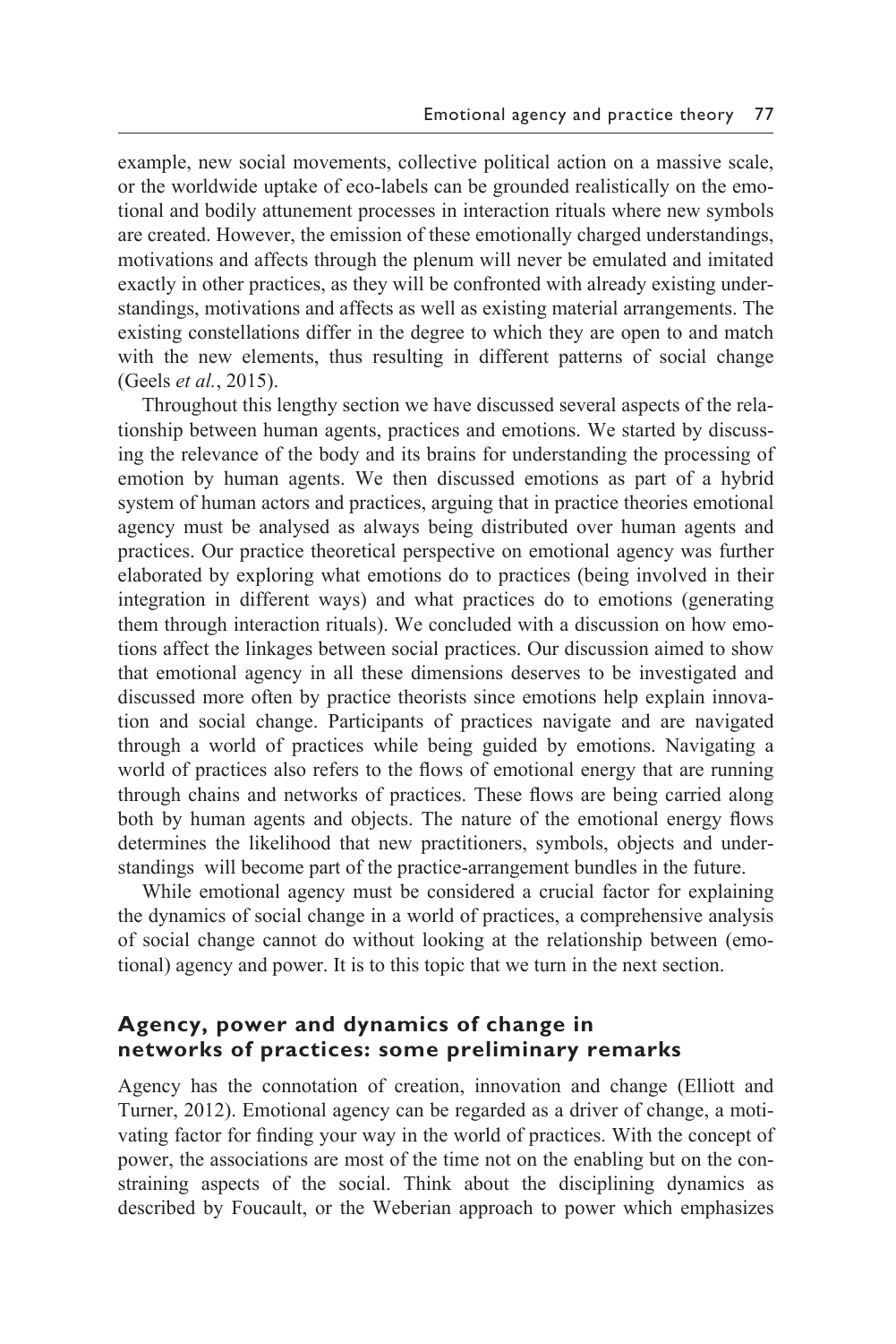example, new social movements, collective political action on a massive scale, or the worldwide uptake of eco-labels can be grounded realistically on the emotional and bodily attunement processes in interaction rituals where new symbols are created. However, the emission of these emotionally charged understandings, motivations and affects through the plenum will never be emulated and imitated exactly in other practices, as they will be confronted with already existing understandings, motivations and affects as well as existing material arrangements. The existing constellations differ in the degree to which they are open to and match with the new elements, thus resulting in different patterns of social change (Geels *et al.*, 2015).

Throughout this lengthy section we have discussed several aspects of the relationship between human agents, practices and emotions. We started by discussing the relevance of the body and its brains for understanding the processing of emotion by human agents. We then discussed emotions as part of a hybrid system of human actors and practices, arguing that in practice theories emotional agency must be analysed as always being distributed over human agents and practices. Our practice theoretical perspective on emotional agency was further elaborated by exploring what emotions do to practices (being involved in their integration in different ways) and what practices do to emotions (generating them through interaction rituals). We concluded with a discussion on how emotions affect the linkages between social practices. Our discussion aimed to show that emotional agency in all these dimensions deserves to be investigated and discussed more often by practice theorists since emotions help explain innovation and social change. Participants of practices navigate and are navigated through a world of practices while being guided by emotions. Navigating a world of practices also refers to the flows of emotional energy that are running through chains and networks of practices. These flows are being carried along both by human agents and objects. The nature of the emotional energy flows determines the likelihood that new practitioners, symbols, objects and understandings will become part of the practice-arrangement bundles in the future.

While emotional agency must be considered a crucial factor for explaining the dynamics of social change in a world of practices, a comprehensive analysis of social change cannot do without looking at the relationship between (emotional) agency and power. It is to this topic that we turn in the next section.

## Agency, power and dynamics of change in networks of practices: some preliminary remarks

Agency has the connotation of creation, innovation and change (Elliott and Turner, 2012). Emotional agency can be regarded as a driver of change, a motivating factor for finding your way in the world of practices. With the concept of power, the associations are most of the time not on the enabling but on the constraining aspects of the social. Think about the disciplining dynamics as described by Foucault, or the Weberian approach to power which emphasizes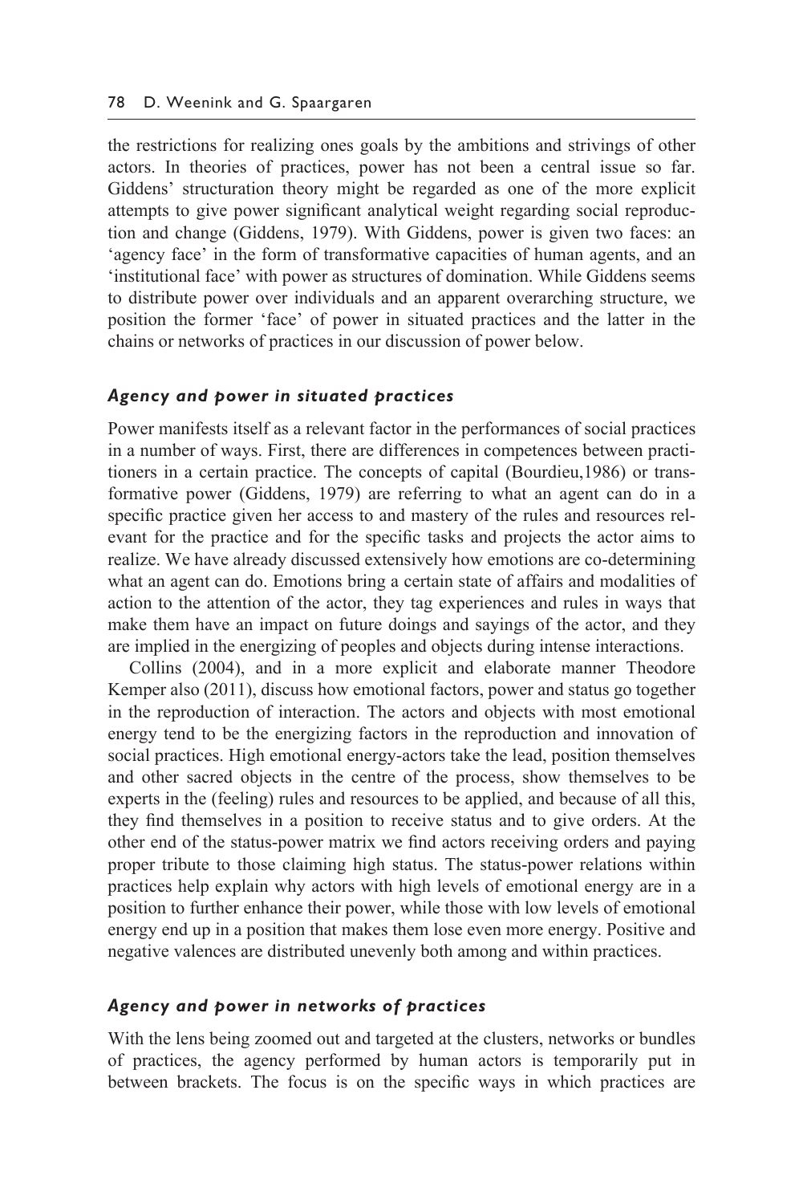the restrictions for realizing ones goals by the ambitions and strivings of other actors. In theories of practices, power has not been a central issue so far. Giddens' structuration theory might be regarded as one of the more explicit attempts to give power significant analytical weight regarding social reproduction and change (Giddens, 1979). With Giddens, power is given two faces: an 'agency face' in the form of transformative capacities of human agents, and an 'institutional face' with power as structures of domination. While Giddens seems to distribute power over individuals and an apparent overarching structure, we position the former 'face' of power in situated practices and the latter in the chains or networks of practices in our discussion of power below.

### *Agency and power in situated practices*

Power manifests itself as a relevant factor in the performances of social practices in a number of ways. First, there are differences in competences between practitioners in a certain practice. The concepts of capital (Bourdieu,1986) or transformative power (Giddens, 1979) are referring to what an agent can do in a specific practice given her access to and mastery of the rules and resources relevant for the practice and for the specific tasks and projects the actor aims to realize. We have already discussed extensively how emotions are co-determining what an agent can do. Emotions bring a certain state of affairs and modalities of action to the attention of the actor, they tag experiences and rules in ways that make them have an impact on future doings and sayings of the actor, and they are implied in the energizing of peoples and objects during intense interactions.

Collins (2004), and in a more explicit and elaborate manner Theodore Kemper also (2011), discuss how emotional factors, power and status go together in the reproduction of interaction. The actors and objects with most emotional energy tend to be the energizing factors in the reproduction and innovation of social practices. High emotional energy-actors take the lead, position themselves and other sacred objects in the centre of the process, show themselves to be experts in the (feeling) rules and resources to be applied, and because of all this, they find themselves in a position to receive status and to give orders. At the other end of the status-power matrix we find actors receiving orders and paying proper tribute to those claiming high status. The status-power relations within practices help explain why actors with high levels of emotional energy are in a position to further enhance their power, while those with low levels of emotional energy end up in a position that makes them lose even more energy. Positive and negative valences are distributed unevenly both among and within practices.

### *Agency and power in networks of practices*

With the lens being zoomed out and targeted at the clusters, networks or bundles of practices, the agency performed by human actors is temporarily put in between brackets. The focus is on the specific ways in which practices are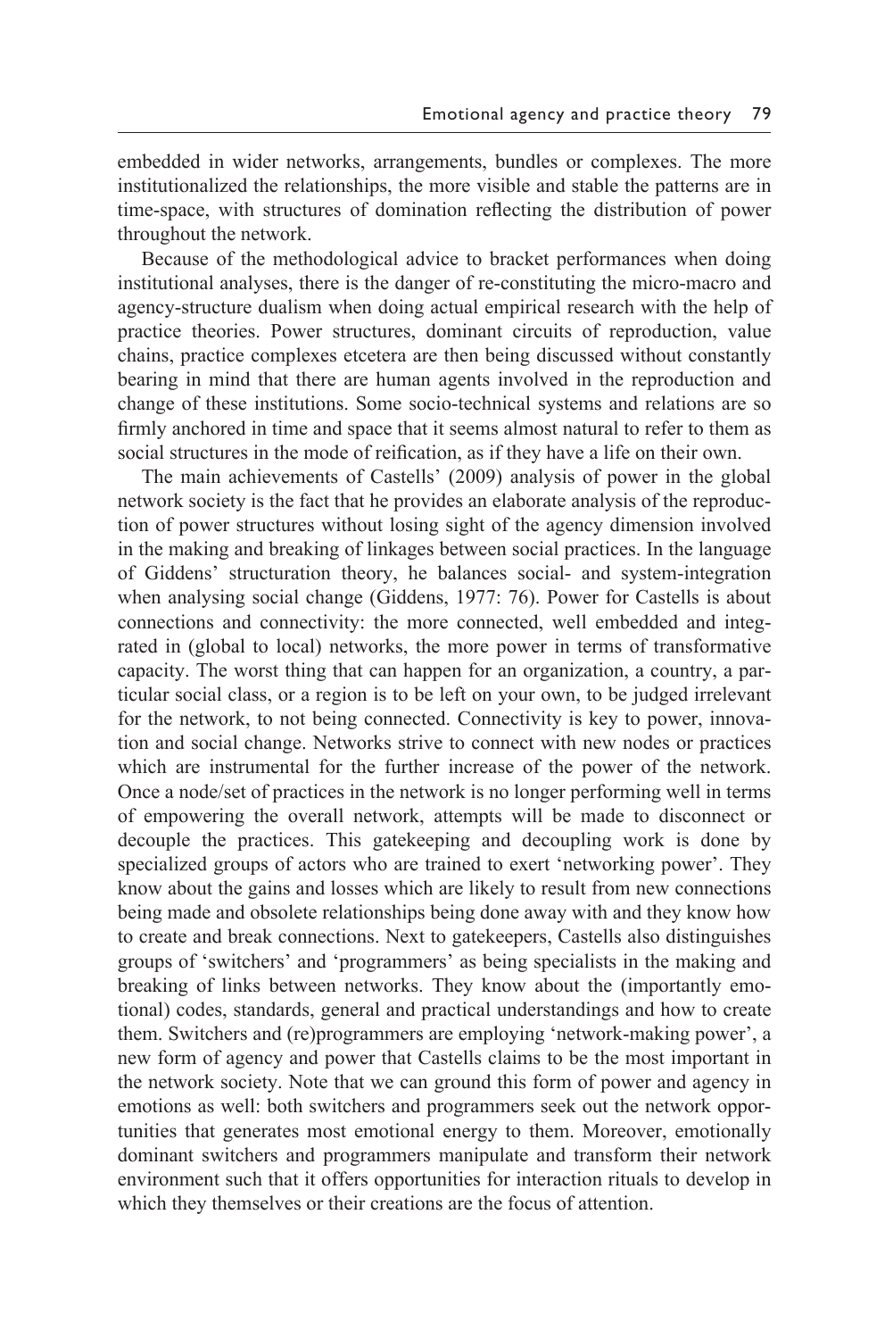embedded in wider networks, arrangements, bundles or complexes. The more institutionalized the relationships, the more visible and stable the patterns are in time-space, with structures of domination reflecting the distribution of power throughout the network.

Because of the methodological advice to bracket performances when doing institutional analyses, there is the danger of re-constituting the micro-macro and agency-structure dualism when doing actual empirical research with the help of practice theories. Power structures, dominant circuits of reproduction, value chains, practice complexes etcetera are then being discussed without constantly bearing in mind that there are human agents involved in the reproduction and change of these institutions. Some socio-technical systems and relations are so firmly anchored in time and space that it seems almost natural to refer to them as social structures in the mode of reification, as if they have a life on their own.

The main achievements of Castells' (2009) analysis of power in the global network society is the fact that he provides an elaborate analysis of the reproduction of power structures without losing sight of the agency dimension involved in the making and breaking of linkages between social practices. In the language of Giddens' structuration theory, he balances social- and system-integration when analysing social change (Giddens, 1977: 76). Power for Castells is about connections and connectivity: the more connected, well embedded and integrated in (global to local) networks, the more power in terms of transformative capacity. The worst thing that can happen for an organization, a country, a particular social class, or a region is to be left on your own, to be judged irrelevant for the network, to not being connected. Connectivity is key to power, innovation and social change. Networks strive to connect with new nodes or practices which are instrumental for the further increase of the power of the network. Once a node/set of practices in the network is no longer performing well in terms of empowering the overall network, attempts will be made to disconnect or decouple the practices. This gatekeeping and decoupling work is done by specialized groups of actors who are trained to exert 'networking power'. They know about the gains and losses which are likely to result from new connections being made and obsolete relationships being done away with and they know how to create and break connections. Next to gatekeepers, Castells also distinguishes groups of 'switchers' and 'programmers' as being specialists in the making and breaking of links between networks. They know about the (importantly emotional) codes, standards, general and practical understandings and how to create them. Switchers and (re)programmers are employing 'network-making power', a new form of agency and power that Castells claims to be the most important in the network society. Note that we can ground this form of power and agency in emotions as well: both switchers and programmers seek out the network opportunities that generates most emotional energy to them. Moreover, emotionally dominant switchers and programmers manipulate and transform their network environment such that it offers opportunities for interaction rituals to develop in which they themselves or their creations are the focus of attention.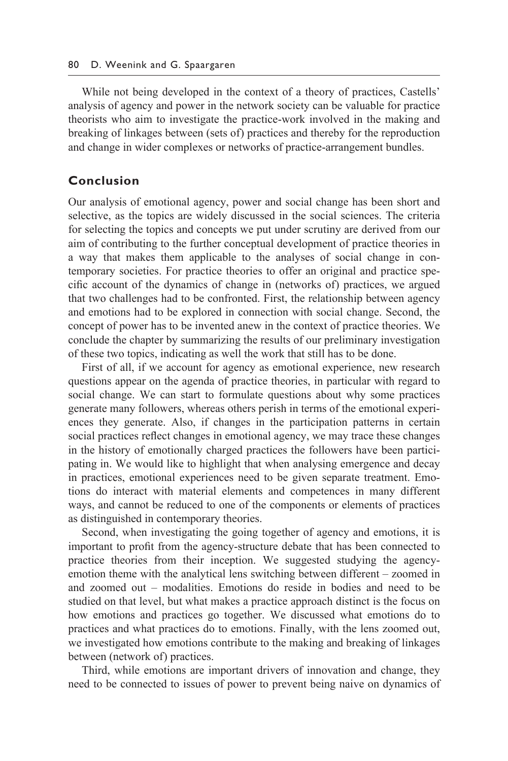While not being developed in the context of a theory of practices, Castells' analysis of agency and power in the network society can be valuable for practice theorists who aim to investigate the practice-work involved in the making and breaking of linkages between (sets of) practices and thereby for the reproduction and change in wider complexes or networks of practice-arrangement bundles.

## Conclusion

Our analysis of emotional agency, power and social change has been short and selective, as the topics are widely discussed in the social sciences. The criteria for selecting the topics and concepts we put under scrutiny are derived from our aim of contributing to the further conceptual development of practice theories in a way that makes them applicable to the analyses of social change in contemporary societies. For practice theories to offer an original and practice specific account of the dynamics of change in (networks of) practices, we argued that two challenges had to be confronted. First, the relationship between agency and emotions had to be explored in connection with social change. Second, the concept of power has to be invented anew in the context of practice theories. We conclude the chapter by summarizing the results of our preliminary investigation of these two topics, indicating as well the work that still has to be done.

First of all, if we account for agency as emotional experience, new research questions appear on the agenda of practice theories, in particular with regard to social change. We can start to formulate questions about why some practices generate many followers, whereas others perish in terms of the emotional experiences they generate. Also, if changes in the participation patterns in certain social practices reflect changes in emotional agency, we may trace these changes in the history of emotionally charged practices the followers have been participating in. We would like to highlight that when analysing emergence and decay in practices, emotional experiences need to be given separate treatment. Emotions do interact with material elements and competences in many different ways, and cannot be reduced to one of the components or elements of practices as distinguished in contemporary theories.

Second, when investigating the going together of agency and emotions, it is important to profit from the agency-structure debate that has been connected to practice theories from their inception. We suggested studying the agency-emotion theme with the analytical lens switching between different – zoomed in and zoomed out – modalities. Emotions do reside in bodies and need to be studied on that level, but what makes a practice approach distinct is the focus on how emotions and practices go together. We discussed what emotions do to practices and what practices do to emotions. Finally, with the lens zoomed out, we investigated how emotions contribute to the making and breaking of linkages between (network of) practices.

Third, while emotions are important drivers of innovation and change, they need to be connected to issues of power to prevent being naive on dynamics of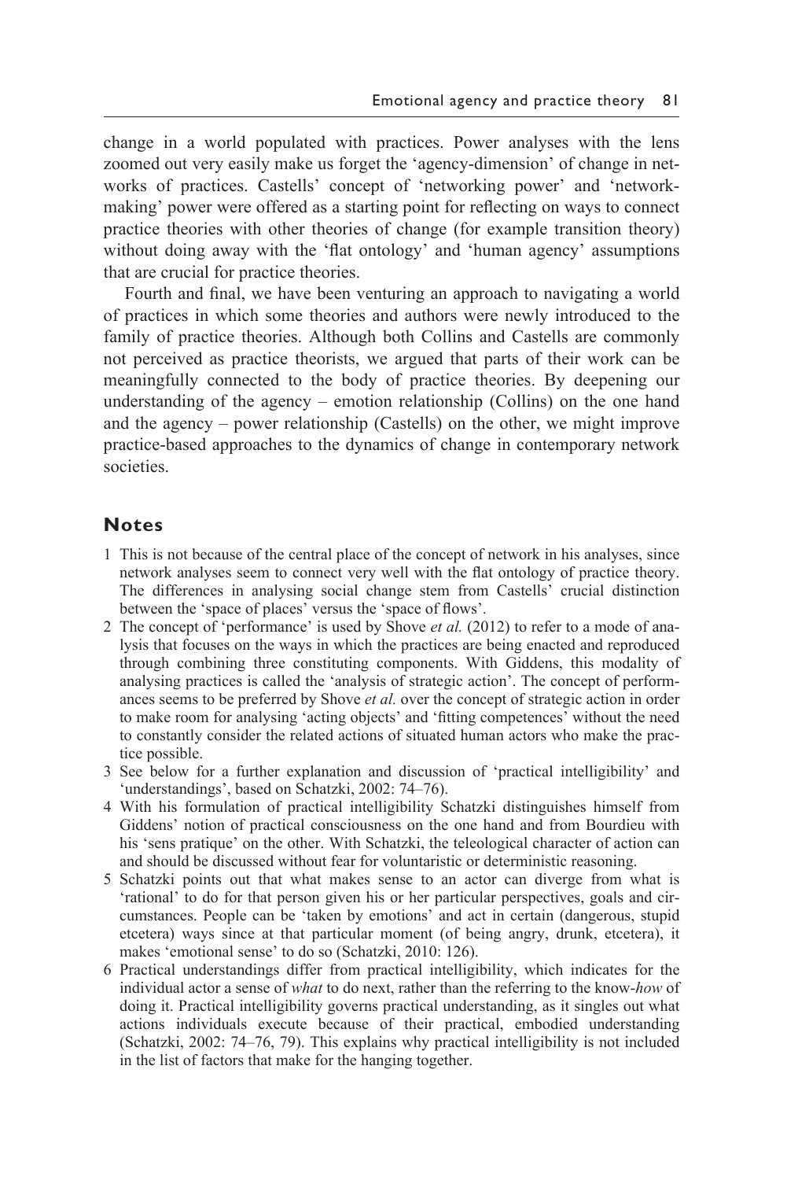change in a world populated with practices. Power analyses with the lens zoomed out very easily make us forget the 'agency-dimension' of change in networks of practices. Castells' concept of 'networking power' and 'network-making' power were offered as a starting point for reflecting on ways to connect practice theories with other theories of change (for example transition theory) without doing away with the 'flat ontology' and 'human agency' assumptions that are crucial for practice theories.

Fourth and final, we have been venturing an approach to navigating a world of practices in which some theories and authors were newly introduced to the family of practice theories. Although both Collins and Castells are commonly not perceived as practice theorists, we argued that parts of their work can be meaningfully connected to the body of practice theories. By deepening our understanding of the agency – emotion relationship (Collins) on the one hand and the agency – power relationship (Castells) on the other, we might improve practice-based approaches to the dynamics of change in contemporary network societies.

## Notes

1. This is not because of the central place of the concept of network in his analyses, since network analyses seem to connect very well with the flat ontology of practice theory. The differences in analysing social change stem from Castells' crucial distinction between the 'space of places' versus the 'space of flows'.
2. The concept of 'performance' is used by Shove *et al.* (2012) to refer to a mode of analysis that focuses on the ways in which the practices are being enacted and reproduced through combining three constituting components. With Giddens, this modality of analysing practices is called the 'analysis of strategic action'. The concept of performances seems to be preferred by Shove *et al.* over the concept of strategic action in order to make room for analysing 'acting objects' and 'fitting competences' without the need to constantly consider the related actions of situated human actors who make the practice possible.
3. See below for a further explanation and discussion of 'practical intelligibility' and 'understandings', based on Schatzki, 2002: 74–76).
4. With his formulation of practical intelligibility Schatzki distinguishes himself from Giddens' notion of practical consciousness on the one hand and from Bourdieu with his 'sens pratique' on the other. With Schatzki, the teleological character of action can and should be discussed without fear for voluntaristic or deterministic reasoning.
5. Schatzki points out that what makes sense to an actor can diverge from what is 'rational' to do for that person given his or her particular perspectives, goals and circumstances. People can be 'taken by emotions' and act in certain (dangerous, stupid etcetera) ways since at that particular moment (of being angry, drunk, etcetera), it makes 'emotional sense' to do so (Schatzki, 2010: 126).
6. Practical understandings differ from practical intelligibility, which indicates for the individual actor a sense of *what* to do next, rather than the referring to the know-*how* of doing it. Practical intelligibility governs practical understanding, as it singles out what actions individuals execute because of their practical, embodied understanding (Schatzki, 2002: 74–76, 79). This explains why practical intelligibility is not included in the list of factors that make for the hanging together.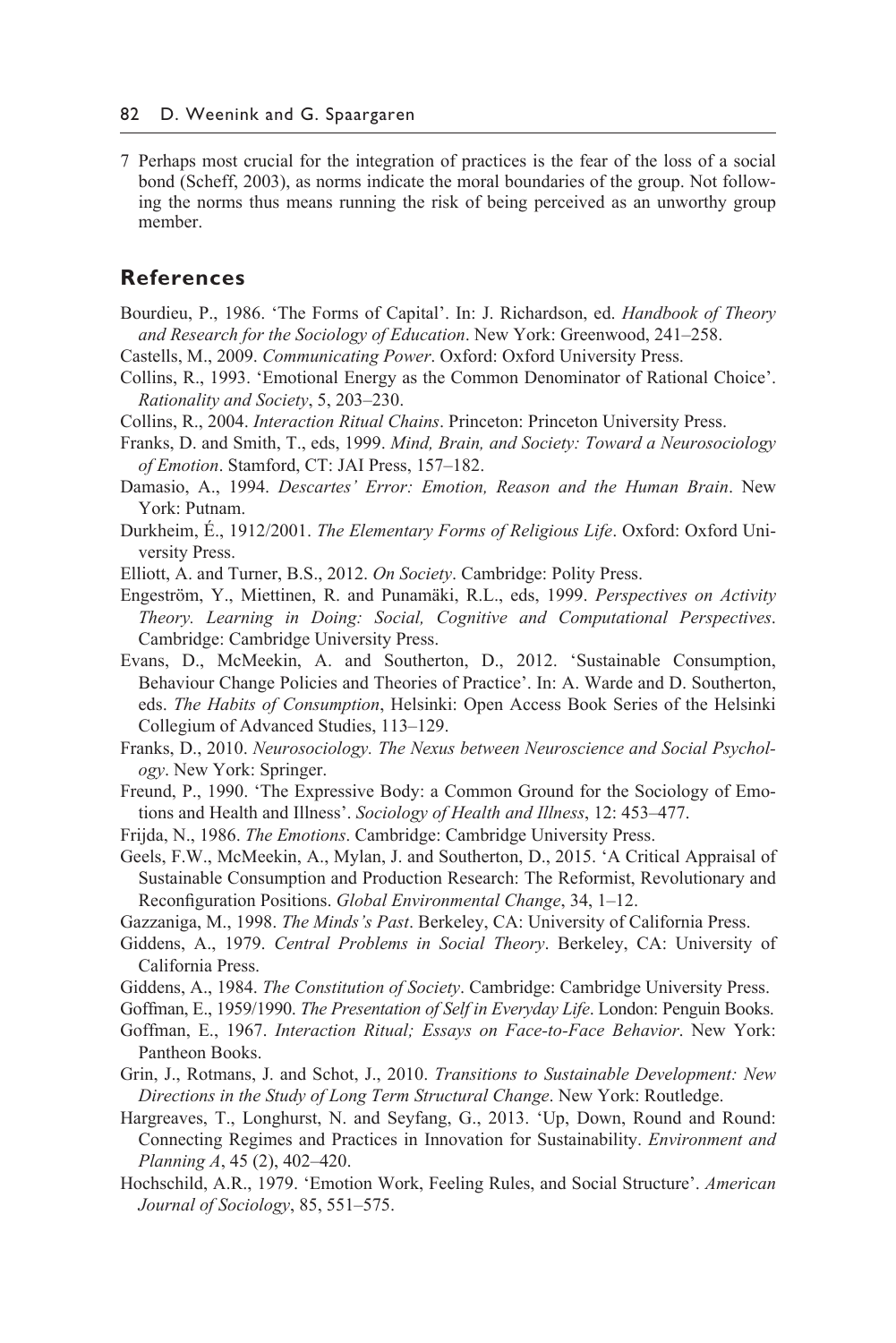7 Perhaps most crucial for the integration of practices is the fear of the loss of a social bond (Scheff, 2003), as norms indicate the moral boundaries of the group. Not following the norms thus means running the risk of being perceived as an unworthy group member.

## References

Bourdieu, P., 1986. 'The Forms of Capital'. In: J. Richardson, ed. *Handbook of Theory and Research for the Sociology of Education*. New York: Greenwood, 241–258.

Castells, M., 2009. *Communicating Power*. Oxford: Oxford University Press.

Collins, R., 1993. 'Emotional Energy as the Common Denominator of Rational Choice'. *Rationality and Society*, 5, 203–230.

Collins, R., 2004. *Interaction Ritual Chains*. Princeton: Princeton University Press.

Franks, D. and Smith, T., eds, 1999. *Mind, Brain, and Society: Toward a Neurosociology of Emotion*. Stamford, CT: JAI Press, 157–182.

Damasio, A., 1994. *Descartes' Error: Emotion, Reason and the Human Brain*. New York: Putnam.

Durkheim, É., 1912/2001. *The Elementary Forms of Religious Life*. Oxford: Oxford University Press.

Elliott, A. and Turner, B.S., 2012. *On Society*. Cambridge: Polity Press.

Engeström, Y., Miettinen, R. and Punamäki, R.L., eds, 1999. *Perspectives on Activity Theory. Learning in Doing: Social, Cognitive and Computational Perspectives*. Cambridge: Cambridge University Press.

Evans, D., McMeekin, A. and Southerton, D., 2012. 'Sustainable Consumption, Behaviour Change Policies and Theories of Practice'. In: A. Warde and D. Southerton, eds. *The Habits of Consumption*, Helsinki: Open Access Book Series of the Helsinki Collegium of Advanced Studies, 113–129.

Franks, D., 2010. *Neurosociology. The Nexus between Neuroscience and Social Psychology*. New York: Springer.

Freund, P., 1990. 'The Expressive Body: a Common Ground for the Sociology of Emotions and Health and Illness'. *Sociology of Health and Illness*, 12: 453–477.

Frijda, N., 1986. *The Emotions*. Cambridge: Cambridge University Press.

Geels, F.W., McMeekin, A., Mylan, J. and Southerton, D., 2015. 'A Critical Appraisal of Sustainable Consumption and Production Research: The Reformist, Revolutionary and Reconfiguration Positions. *Global Environmental Change*, 34, 1–12.

Gazzaniga, M., 1998. *The Minds's Past*. Berkeley, CA: University of California Press.

Giddens, A., 1979. *Central Problems in Social Theory*. Berkeley, CA: University of California Press.

Giddens, A., 1984. *The Constitution of Society*. Cambridge: Cambridge University Press.

Goffman, E., 1959/1990. *The Presentation of Self in Everyday Life*. London: Penguin Books.

Goffman, E., 1967. *Interaction Ritual; Essays on Face-to-Face Behavior*. New York: Pantheon Books.

Grin, J., Rotmans, J. and Schot, J., 2010. *Transitions to Sustainable Development: New Directions in the Study of Long Term Structural Change*. New York: Routledge.

Hargreaves, T., Longhurst, N. and Seyfang, G., 2013. 'Up, Down, Round and Round: Connecting Regimes and Practices in Innovation for Sustainability. *Environment and Planning A*, 45 (2), 402–420.

Hochschild, A.R., 1979. 'Emotion Work, Feeling Rules, and Social Structure'. *American Journal of Sociology*, 85, 551–575.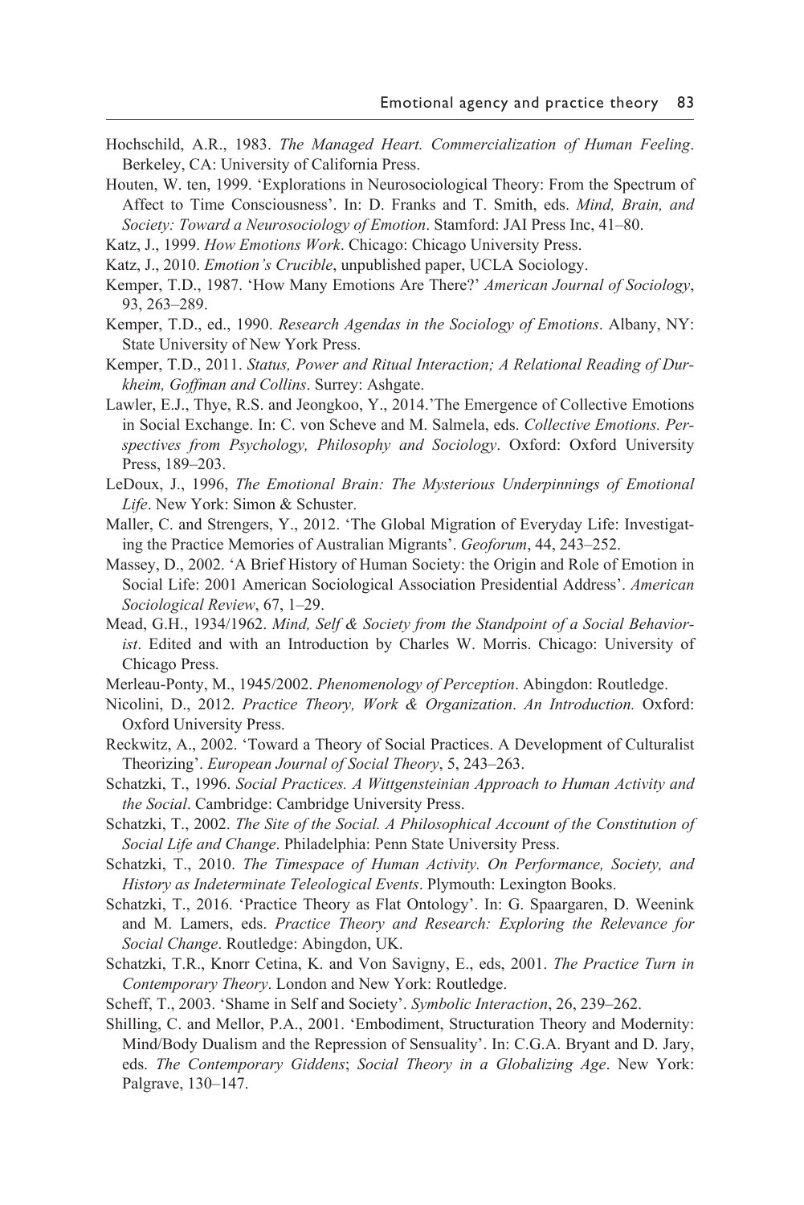Hochschild, A.R., 1983. *The Managed Heart. Commercialization of Human Feeling*. Berkeley, CA: University of California Press.

Houten, W. ten, 1999. 'Explorations in Neurosociological Theory: From the Spectrum of Affect to Time Consciousness'. In: D. Franks and T. Smith, eds. *Mind, Brain, and Society: Toward a Neurosociology of Emotion*. Stamford: JAI Press Inc, 41–80.

Katz, J., 1999. *How Emotions Work*. Chicago: Chicago University Press.

Katz, J., 2010. *Emotion's Crucible*, unpublished paper, UCLA Sociology.

Kemper, T.D., 1987. 'How Many Emotions Are There?' *American Journal of Sociology*, 93, 263–289.

Kemper, T.D., ed., 1990. *Research Agendas in the Sociology of Emotions*. Albany, NY: State University of New York Press.

Kemper, T.D., 2011. *Status, Power and Ritual Interaction; A Relational Reading of Durkheim, Goffman and Collins*. Surrey: Ashgate.

Lawler, E.J., Thye, R.S. and Jeongkoo, Y., 2014.'The Emergence of Collective Emotions in Social Exchange. In: C. von Scheve and M. Salmela, eds. *Collective Emotions. Perspectives from Psychology, Philosophy and Sociology*. Oxford: Oxford University Press, 189–203.

LeDoux, J., 1996, *The Emotional Brain: The Mysterious Underpinnings of Emotional Life*. New York: Simon & Schuster.

Maller, C. and Strengers, Y., 2012. 'The Global Migration of Everyday Life: Investigating the Practice Memories of Australian Migrants'. *Geoforum*, 44, 243–252.

Massey, D., 2002. 'A Brief History of Human Society: the Origin and Role of Emotion in Social Life: 2001 American Sociological Association Presidential Address'. *American Sociological Review*, 67, 1–29.

Mead, G.H., 1934/1962. *Mind, Self & Society from the Standpoint of a Social Behaviorist*. Edited and with an Introduction by Charles W. Morris. Chicago: University of Chicago Press.

Merleau-Ponty, M., 1945/2002. *Phenomenology of Perception*. Abingdon: Routledge.

Nicolini, D., 2012. *Practice Theory, Work & Organization. An Introduction.* Oxford: Oxford University Press.

Reckwitz, A., 2002. 'Toward a Theory of Social Practices. A Development of Culturalist Theorizing'. *European Journal of Social Theory*, 5, 243–263.

Schatzki, T., 1996. *Social Practices. A Wittgensteinian Approach to Human Activity and the Social*. Cambridge: Cambridge University Press.

Schatzki, T., 2002. *The Site of the Social. A Philosophical Account of the Constitution of Social Life and Change*. Philadelphia: Penn State University Press.

Schatzki, T., 2010. *The Timespace of Human Activity. On Performance, Society, and History as Indeterminate Teleological Events*. Plymouth: Lexington Books.

Schatzki, T., 2016. 'Practice Theory as Flat Ontology'. In: G. Spaargaren, D. Weenink and M. Lamers, eds. *Practice Theory and Research: Exploring the Relevance for Social Change*. Routledge: Abingdon, UK.

Schatzki, T.R., Knorr Cetina, K. and Von Savigny, E., eds, 2001. *The Practice Turn in Contemporary Theory*. London and New York: Routledge.

Scheff, T., 2003. 'Shame in Self and Society'. *Symbolic Interaction*, 26, 239–262.

Shilling, C. and Mellor, P.A., 2001. 'Embodiment, Structuration Theory and Modernity: Mind/Body Dualism and the Repression of Sensuality'. In: C.G.A. Bryant and D. Jary, eds. *The Contemporary Giddens*; *Social Theory in a Globalizing Age*. New York: Palgrave, 130–147.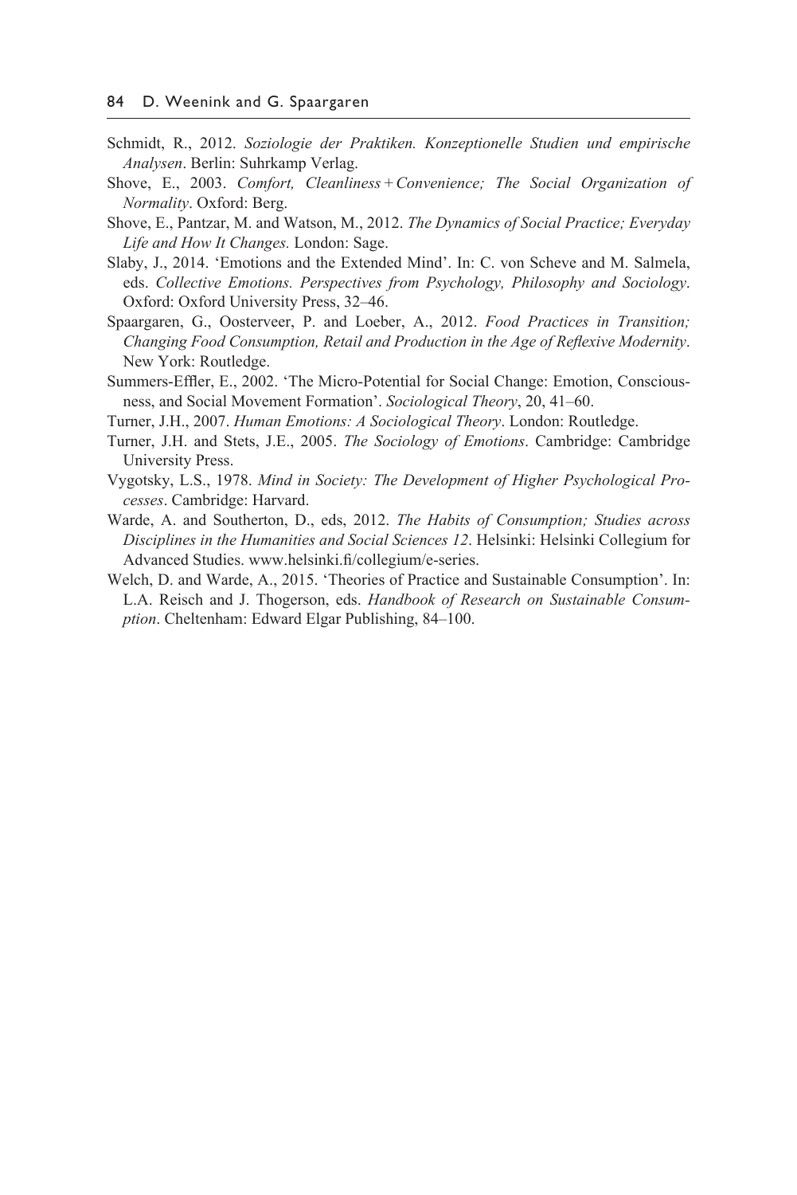Schmidt, R., 2012. *Soziologie der Praktiken. Konzeptionelle Studien und empirische Analysen*. Berlin: Suhrkamp Verlag.

Shove, E., 2003. *Comfort, Cleanliness + Convenience; The Social Organization of Normality*. Oxford: Berg.

Shove, E., Pantzar, M. and Watson, M., 2012. *The Dynamics of Social Practice; Everyday Life and How It Changes.* London: Sage.

Slaby, J., 2014. 'Emotions and the Extended Mind'. In: C. von Scheve and M. Salmela, eds. *Collective Emotions. Perspectives from Psychology, Philosophy and Sociology*. Oxford: Oxford University Press, 32–46.

Spaargaren, G., Oosterveer, P. and Loeber, A., 2012. *Food Practices in Transition; Changing Food Consumption, Retail and Production in the Age of Reflexive Modernity*. New York: Routledge.

Summers-Effler, E., 2002. 'The Micro-Potential for Social Change: Emotion, Consciousness, and Social Movement Formation'. *Sociological Theory*, 20, 41–60.

Turner, J.H., 2007. *Human Emotions: A Sociological Theory*. London: Routledge.

Turner, J.H. and Stets, J.E., 2005. *The Sociology of Emotions*. Cambridge: Cambridge University Press.

Vygotsky, L.S., 1978. *Mind in Society: The Development of Higher Psychological Processes*. Cambridge: Harvard.

Warde, A. and Southerton, D., eds, 2012. *The Habits of Consumption; Studies across Disciplines in the Humanities and Social Sciences 12*. Helsinki: Helsinki Collegium for Advanced Studies. www.helsinki.fi/collegium/e-series.

Welch, D. and Warde, A., 2015. 'Theories of Practice and Sustainable Consumption'. In: L.A. Reisch and J. Thogerson, eds. *Handbook of Research on Sustainable Consumption*. Cheltenham: Edward Elgar Publishing, 84–100.